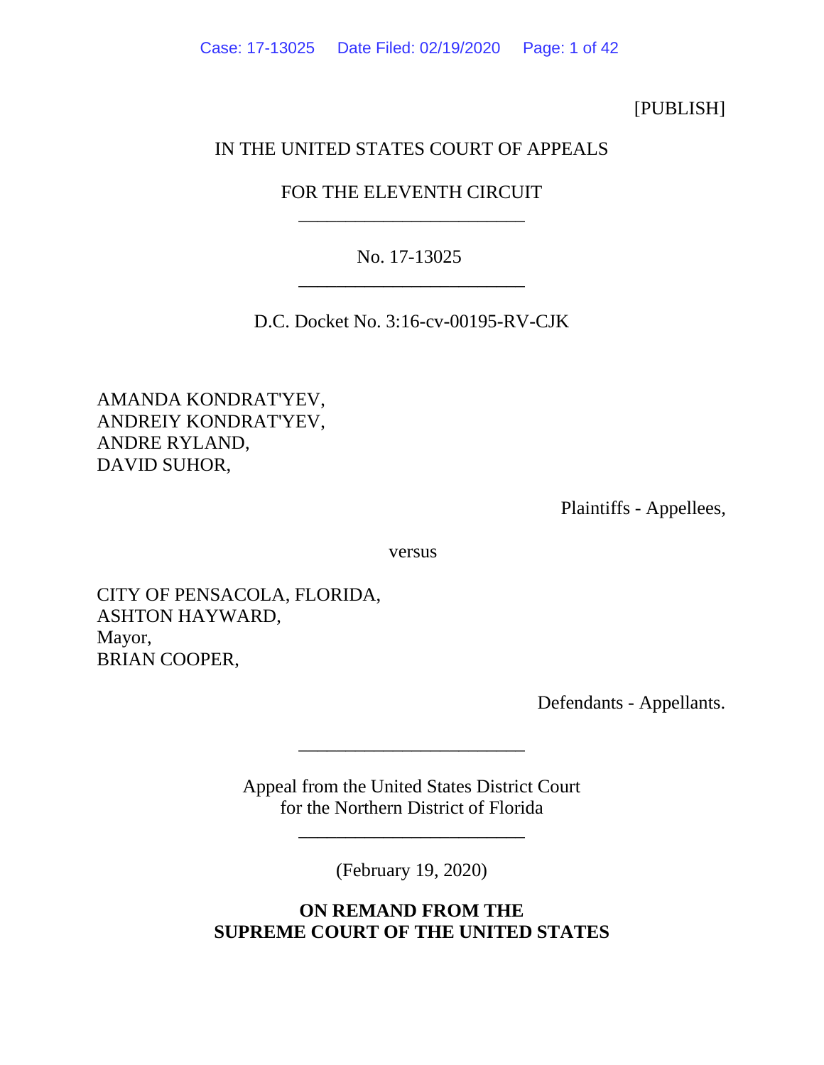[PUBLISH]

IN THE UNITED STATES COURT OF APPEALS

FOR THE ELEVENTH CIRCUIT

________________________

No. 17-13025

________________________

D.C. Docket No. 3:16-cv-00195-RV-CJK

AMANDA KONDRAT'YEV,
ANDREIY KONDRAT'YEV,
ANDRE RYLAND,
DAVID SUHOR,

Plaintiffs - Appellees,

versus

CITY OF PENSACOLA, FLORIDA,
ASHTON HAYWARD,
Mayor,
BRIAN COOPER,

Defendants - Appellants.

________________________

Appeal from the United States District Court
for the Northern District of Florida

________________________

(February 19, 2020)

**ON REMAND FROM THE
SUPREME COURT OF THE UNITED STATES**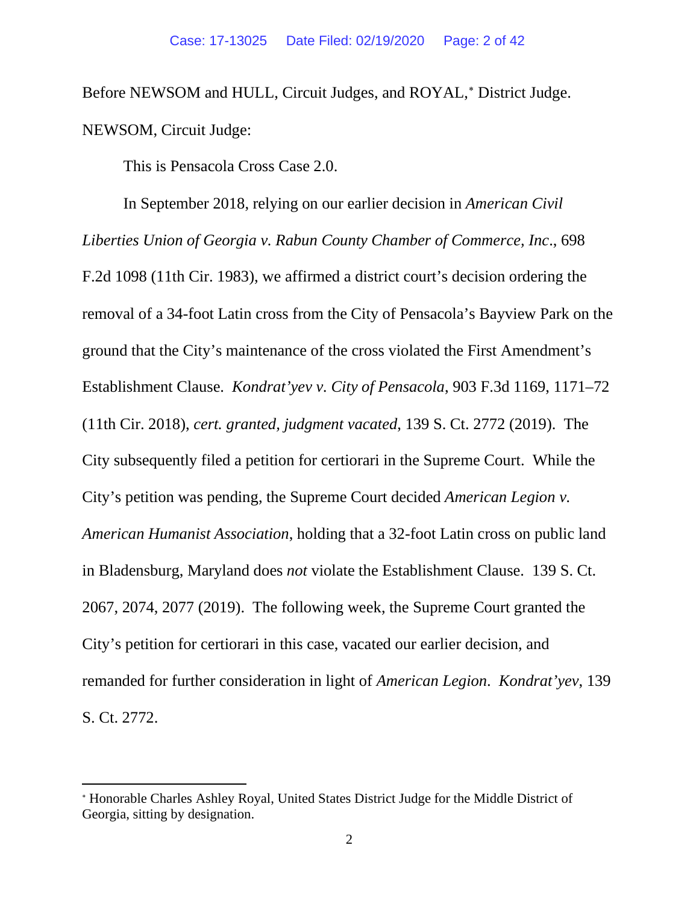Before NEWSOM and HULL, Circuit Judges, and ROYAL,* District Judge.

NEWSOM, Circuit Judge:

This is Pensacola Cross Case 2.0.

In September 2018, relying on our earlier decision in *American Civil Liberties Union of Georgia v. Rabun County Chamber of Commerce, Inc*., 698 F.2d 1098 (11th Cir. 1983), we affirmed a district court's decision ordering the removal of a 34-foot Latin cross from the City of Pensacola's Bayview Park on the ground that the City's maintenance of the cross violated the First Amendment's Establishment Clause. *Kondrat'yev v. City of Pensacola*, 903 F.3d 1169, 1171–72 (11th Cir. 2018), *cert. granted, judgment vacated*, 139 S. Ct. 2772 (2019). The City subsequently filed a petition for certiorari in the Supreme Court. While the City's petition was pending, the Supreme Court decided *American Legion v. American Humanist Association*, holding that a 32-foot Latin cross on public land in Bladensburg, Maryland does *not* violate the Establishment Clause. 139 S. Ct. 2067, 2074, 2077 (2019). The following week, the Supreme Court granted the City's petition for certiorari in this case, vacated our earlier decision, and remanded for further consideration in light of *American Legion*. *Kondrat'yev*, 139 S. Ct. 2772.

---

* Honorable Charles Ashley Royal, United States District Judge for the Middle District of Georgia, sitting by designation.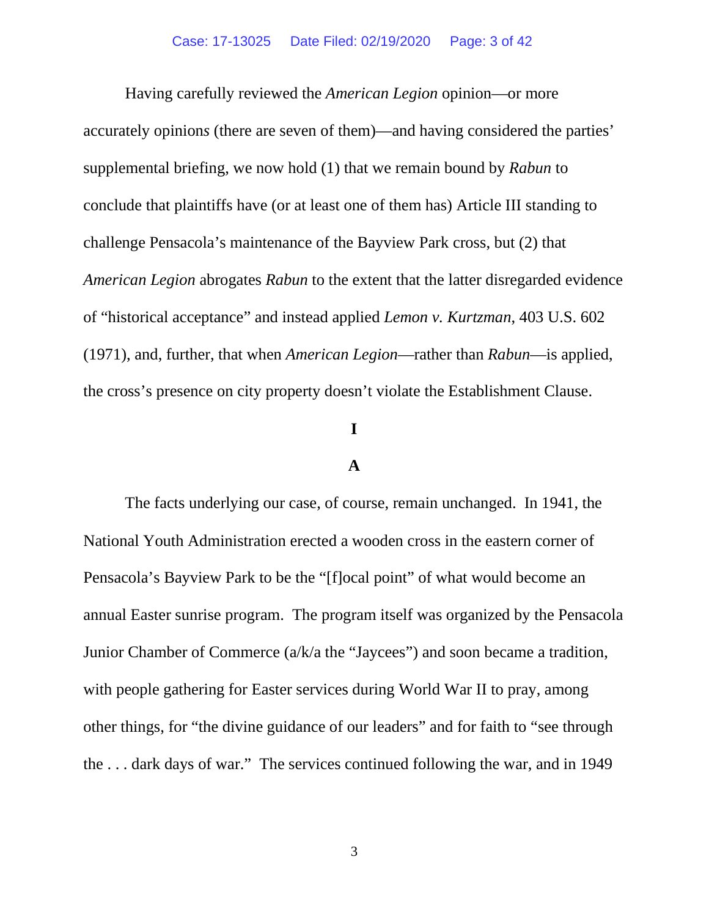Having carefully reviewed the *American Legion* opinion—or more accurately opinion*s* (there are seven of them)—and having considered the parties' supplemental briefing, we now hold (1) that we remain bound by *Rabun* to conclude that plaintiffs have (or at least one of them has) Article III standing to challenge Pensacola's maintenance of the Bayview Park cross, but (2) that *American Legion* abrogates *Rabun* to the extent that the latter disregarded evidence of "historical acceptance" and instead applied *Lemon v. Kurtzman*, 403 U.S. 602 (1971), and, further, that when *American Legion*—rather than *Rabun*—is applied, the cross's presence on city property doesn't violate the Establishment Clause.

# I

## A

The facts underlying our case, of course, remain unchanged. In 1941, the National Youth Administration erected a wooden cross in the eastern corner of Pensacola's Bayview Park to be the "[f]ocal point" of what would become an annual Easter sunrise program. The program itself was organized by the Pensacola Junior Chamber of Commerce (a/k/a the "Jaycees") and soon became a tradition, with people gathering for Easter services during World War II to pray, among other things, for "the divine guidance of our leaders" and for faith to "see through the . . . dark days of war." The services continued following the war, and in 1949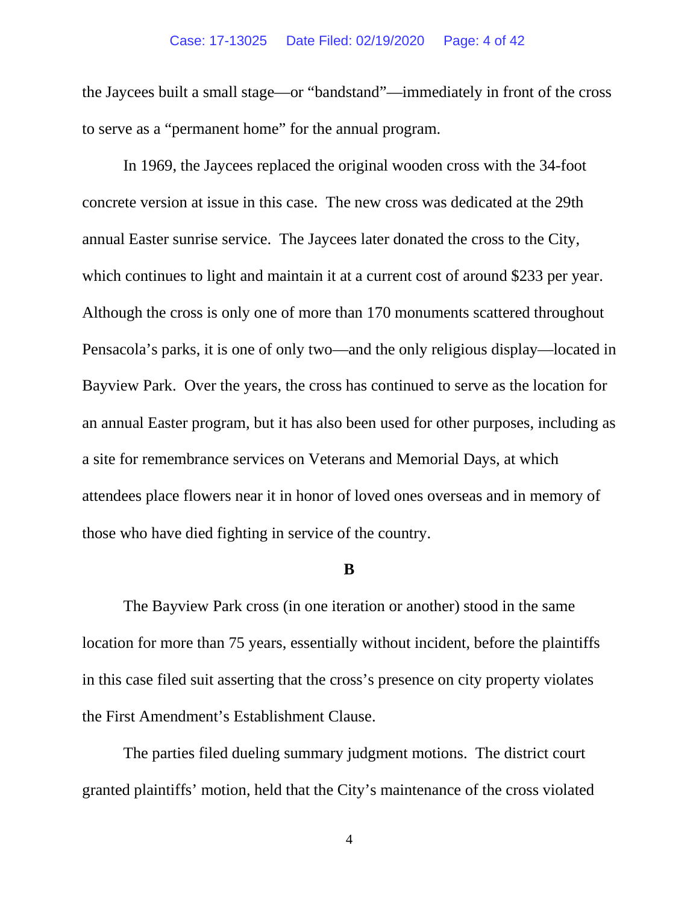the Jaycees built a small stage—or "bandstand"—immediately in front of the cross to serve as a "permanent home" for the annual program.

In 1969, the Jaycees replaced the original wooden cross with the 34-foot concrete version at issue in this case. The new cross was dedicated at the 29th annual Easter sunrise service. The Jaycees later donated the cross to the City, which continues to light and maintain it at a current cost of around $233 per year. Although the cross is only one of more than 170 monuments scattered throughout Pensacola's parks, it is one of only two—and the only religious display—located in Bayview Park. Over the years, the cross has continued to serve as the location for an annual Easter program, but it has also been used for other purposes, including as a site for remembrance services on Veterans and Memorial Days, at which attendees place flowers near it in honor of loved ones overseas and in memory of those who have died fighting in service of the country.

**B**

The Bayview Park cross (in one iteration or another) stood in the same location for more than 75 years, essentially without incident, before the plaintiffs in this case filed suit asserting that the cross's presence on city property violates the First Amendment's Establishment Clause.

The parties filed dueling summary judgment motions. The district court granted plaintiffs' motion, held that the City's maintenance of the cross violated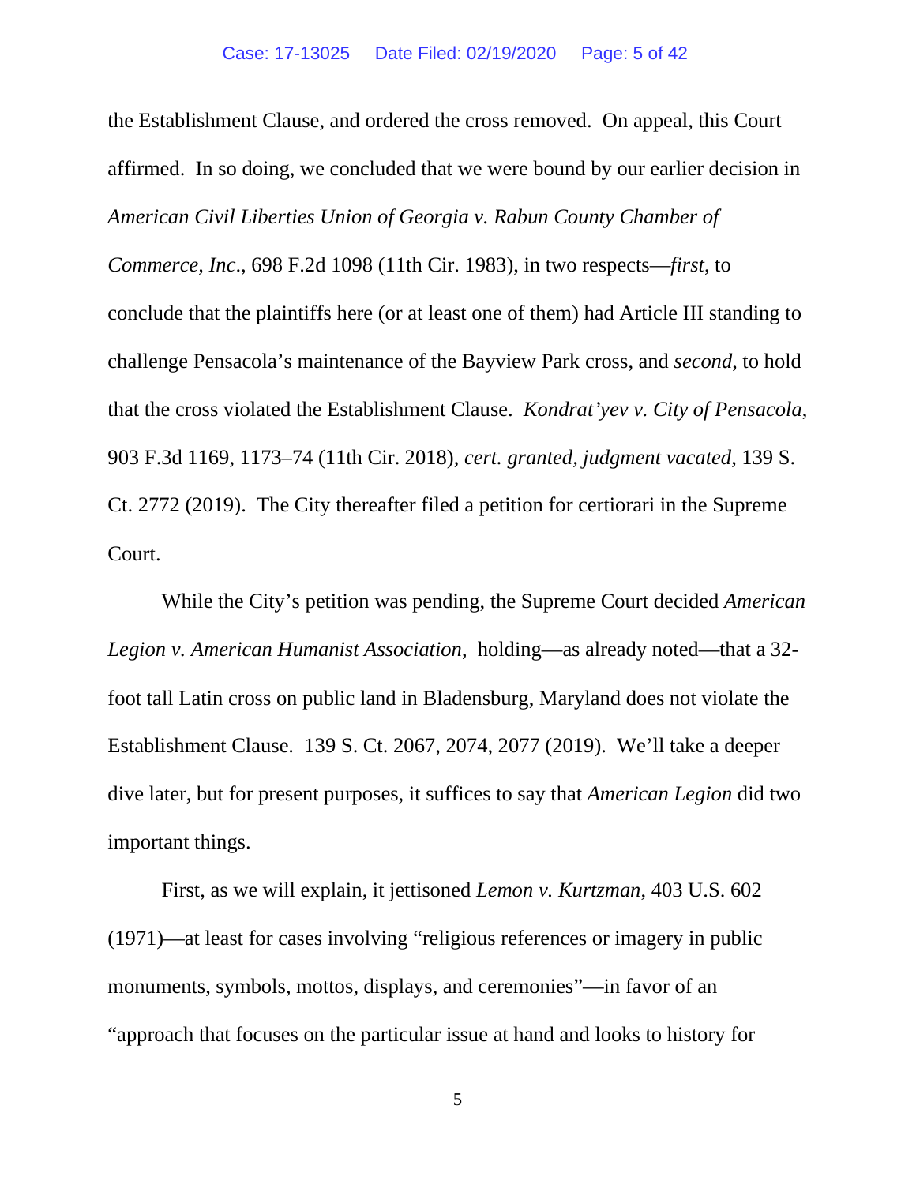the Establishment Clause, and ordered the cross removed. On appeal, this Court affirmed. In so doing, we concluded that we were bound by our earlier decision in *American Civil Liberties Union of Georgia v. Rabun County Chamber of Commerce, Inc*., 698 F.2d 1098 (11th Cir. 1983), in two respects—*first*, to conclude that the plaintiffs here (or at least one of them) had Article III standing to challenge Pensacola's maintenance of the Bayview Park cross, and *second*, to hold that the cross violated the Establishment Clause. *Kondrat'yev v. City of Pensacola*, 903 F.3d 1169, 1173–74 (11th Cir. 2018), *cert. granted, judgment vacated*, 139 S. Ct. 2772 (2019). The City thereafter filed a petition for certiorari in the Supreme Court.

While the City's petition was pending, the Supreme Court decided *American Legion v. American Humanist Association*, holding—as already noted—that a 32-foot tall Latin cross on public land in Bladensburg, Maryland does not violate the Establishment Clause. 139 S. Ct. 2067, 2074, 2077 (2019). We'll take a deeper dive later, but for present purposes, it suffices to say that *American Legion* did two important things.

First, as we will explain, it jettisoned *Lemon v. Kurtzman*, 403 U.S. 602 (1971)—at least for cases involving "religious references or imagery in public monuments, symbols, mottos, displays, and ceremonies"—in favor of an "approach that focuses on the particular issue at hand and looks to history for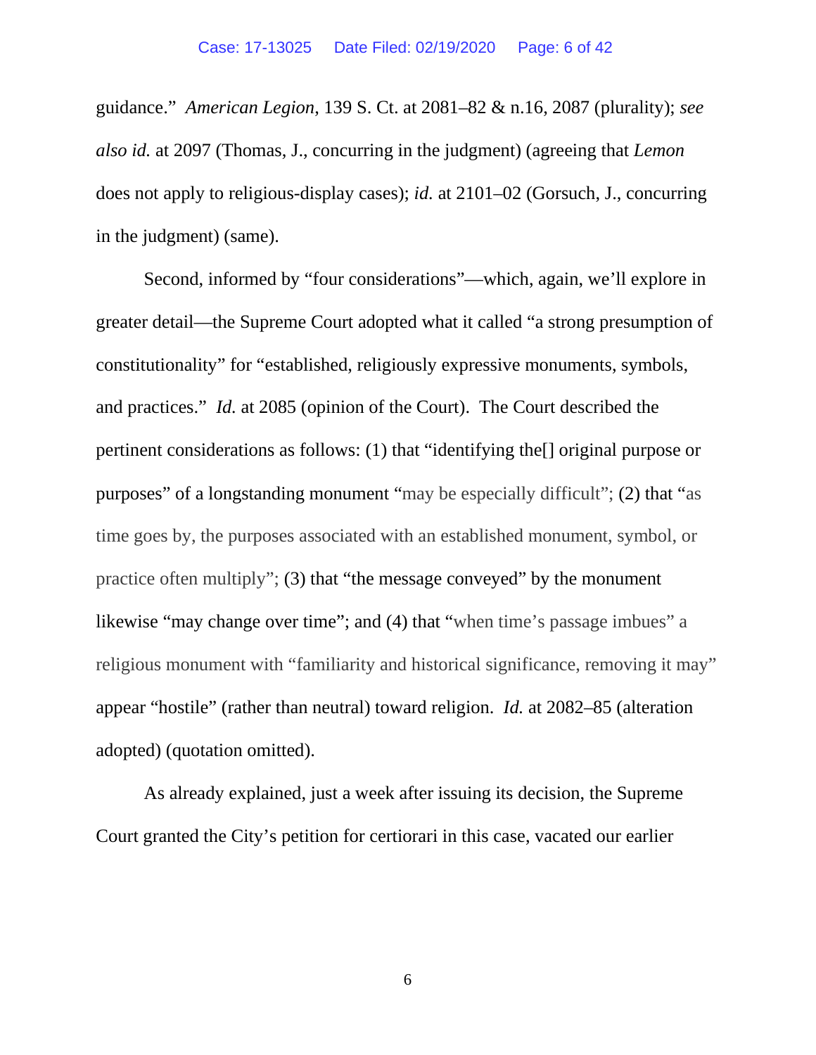guidance." *American Legion*, 139 S. Ct. at 2081–82 & n.16, 2087 (plurality); *see also id.* at 2097 (Thomas, J., concurring in the judgment) (agreeing that *Lemon* does not apply to religious-display cases); *id.* at 2101–02 (Gorsuch, J., concurring in the judgment) (same).

Second, informed by "four considerations"—which, again, we'll explore in greater detail—the Supreme Court adopted what it called "a strong presumption of constitutionality" for "established, religiously expressive monuments, symbols, and practices." *Id.* at 2085 (opinion of the Court). The Court described the pertinent considerations as follows: (1) that "identifying the[] original purpose or purposes" of a longstanding monument "may be especially difficult"; (2) that "as time goes by, the purposes associated with an established monument, symbol, or practice often multiply"; (3) that "the message conveyed" by the monument likewise "may change over time"; and (4) that "when time's passage imbues" a religious monument with "familiarity and historical significance, removing it may" appear "hostile" (rather than neutral) toward religion. *Id.* at 2082–85 (alteration adopted) (quotation omitted).

As already explained, just a week after issuing its decision, the Supreme Court granted the City's petition for certiorari in this case, vacated our earlier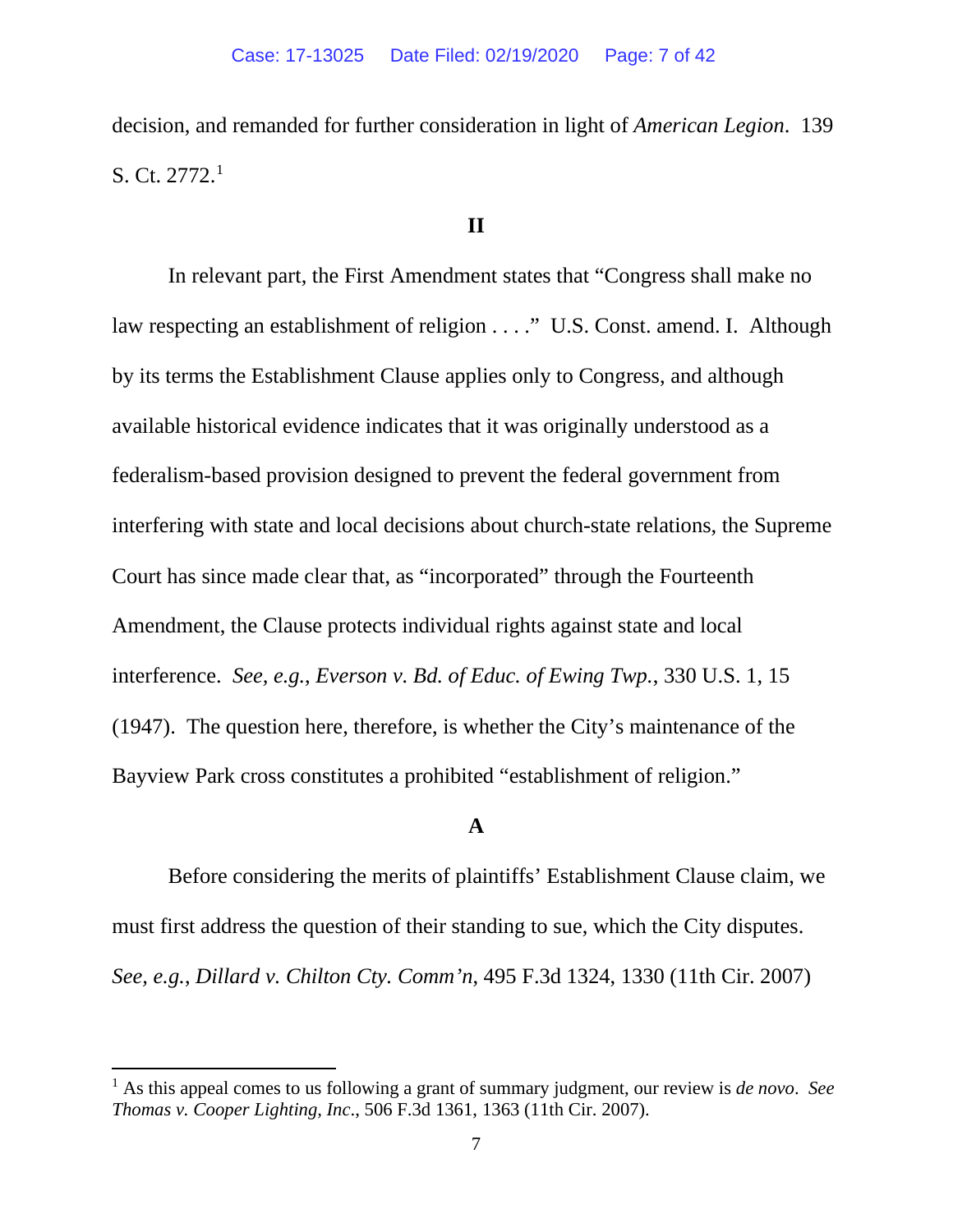decision, and remanded for further consideration in light of *American Legion*. 139 S. Ct. 2772.[1]

## II

In relevant part, the First Amendment states that "Congress shall make no law respecting an establishment of religion . . . ." U.S. Const. amend. I. Although by its terms the Establishment Clause applies only to Congress, and although available historical evidence indicates that it was originally understood as a federalism-based provision designed to prevent the federal government from interfering with state and local decisions about church-state relations, the Supreme Court has since made clear that, as "incorporated" through the Fourteenth Amendment, the Clause protects individual rights against state and local interference. *See, e.g.*, *Everson v. Bd. of Educ. of Ewing Twp.*, 330 U.S. 1, 15 (1947). The question here, therefore, is whether the City's maintenance of the Bayview Park cross constitutes a prohibited "establishment of religion."

### A

Before considering the merits of plaintiffs' Establishment Clause claim, we must first address the question of their standing to sue, which the City disputes. *See, e.g.*, *Dillard v. Chilton Cty. Comm'n*, 495 F.3d 1324, 1330 (11th Cir. 2007)

---

[1] As this appeal comes to us following a grant of summary judgment, our review is *de novo*. *See Thomas v. Cooper Lighting, Inc.*, 506 F.3d 1361, 1363 (11th Cir. 2007).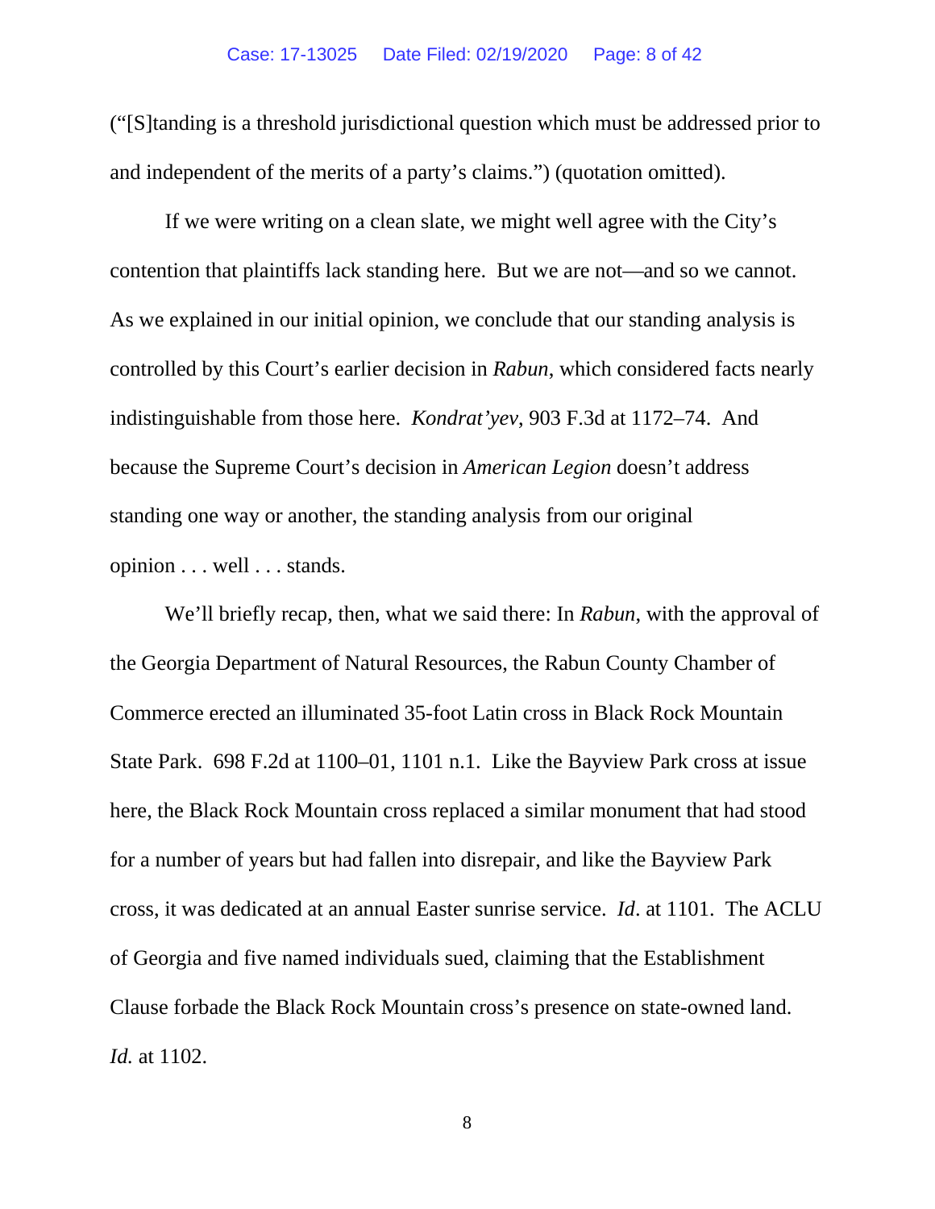("[S]tanding is a threshold jurisdictional question which must be addressed prior to and independent of the merits of a party's claims.") (quotation omitted).

If we were writing on a clean slate, we might well agree with the City's contention that plaintiffs lack standing here. But we are not—and so we cannot. As we explained in our initial opinion, we conclude that our standing analysis is controlled by this Court's earlier decision in *Rabun*, which considered facts nearly indistinguishable from those here. *Kondrat'yev*, 903 F.3d at 1172–74. And because the Supreme Court's decision in *American Legion* doesn't address standing one way or another, the standing analysis from our original opinion . . . well . . . stands.

We'll briefly recap, then, what we said there: In *Rabun*, with the approval of the Georgia Department of Natural Resources, the Rabun County Chamber of Commerce erected an illuminated 35-foot Latin cross in Black Rock Mountain State Park. 698 F.2d at 1100–01, 1101 n.1. Like the Bayview Park cross at issue here, the Black Rock Mountain cross replaced a similar monument that had stood for a number of years but had fallen into disrepair, and like the Bayview Park cross, it was dedicated at an annual Easter sunrise service. *Id*. at 1101. The ACLU of Georgia and five named individuals sued, claiming that the Establishment Clause forbade the Black Rock Mountain cross's presence on state-owned land. *Id.* at 1102.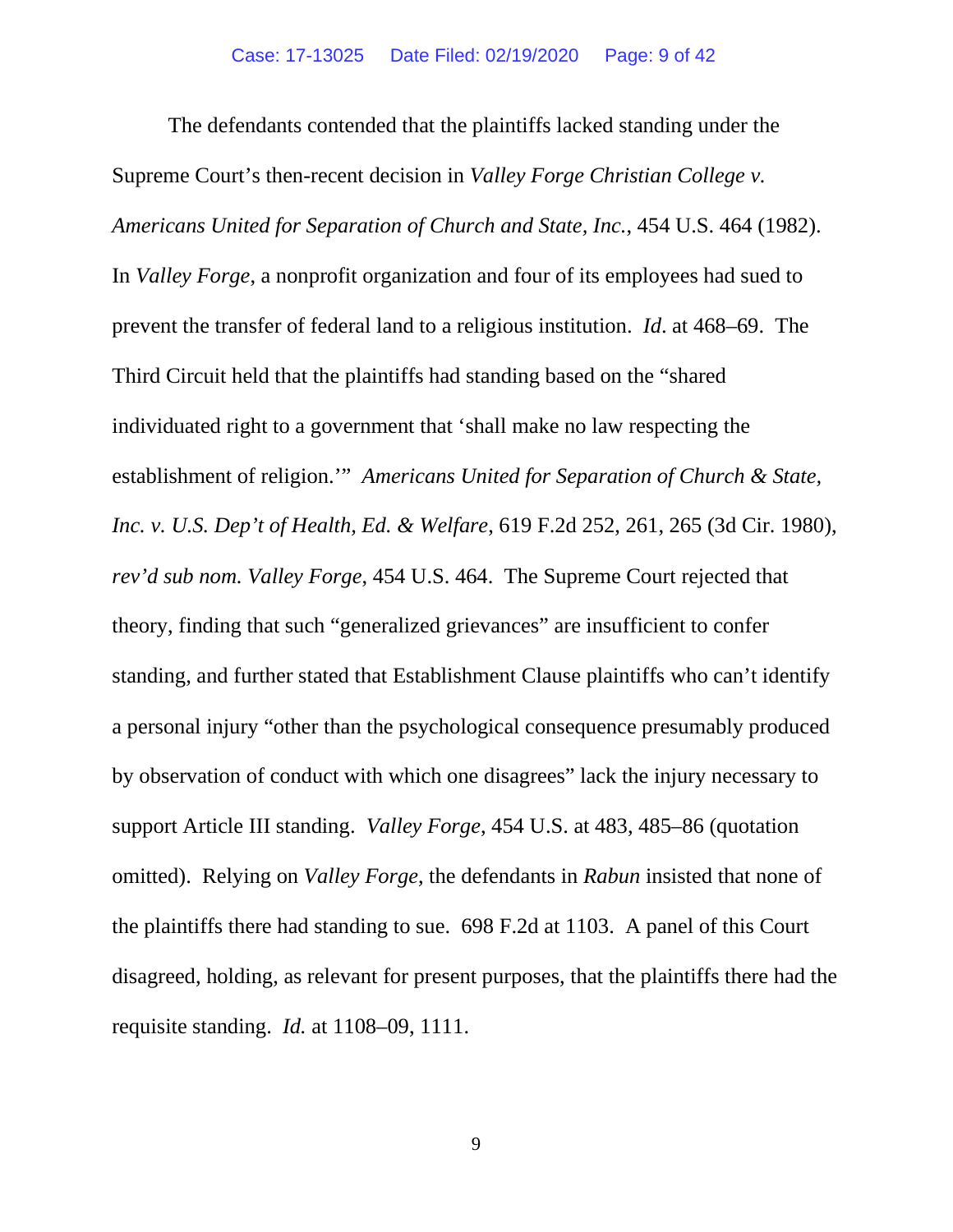The defendants contended that the plaintiffs lacked standing under the Supreme Court's then-recent decision in *Valley Forge Christian College v. Americans United for Separation of Church and State, Inc.*, 454 U.S. 464 (1982). In *Valley Forge*, a nonprofit organization and four of its employees had sued to prevent the transfer of federal land to a religious institution. *Id*. at 468–69. The Third Circuit held that the plaintiffs had standing based on the "shared individuated right to a government that 'shall make no law respecting the establishment of religion.'" *Americans United for Separation of Church & State, Inc. v. U.S. Dep't of Health, Ed. & Welfare,* 619 F.2d 252, 261, 265 (3d Cir. 1980), *rev'd sub nom. Valley Forge*, 454 U.S. 464. The Supreme Court rejected that theory, finding that such "generalized grievances" are insufficient to confer standing, and further stated that Establishment Clause plaintiffs who can't identify a personal injury "other than the psychological consequence presumably produced by observation of conduct with which one disagrees" lack the injury necessary to support Article III standing. *Valley Forge*, 454 U.S. at 483, 485–86 (quotation omitted). Relying on *Valley Forge*, the defendants in *Rabun* insisted that none of the plaintiffs there had standing to sue. 698 F.2d at 1103. A panel of this Court disagreed, holding, as relevant for present purposes, that the plaintiffs there had the requisite standing. *Id.* at 1108–09, 1111.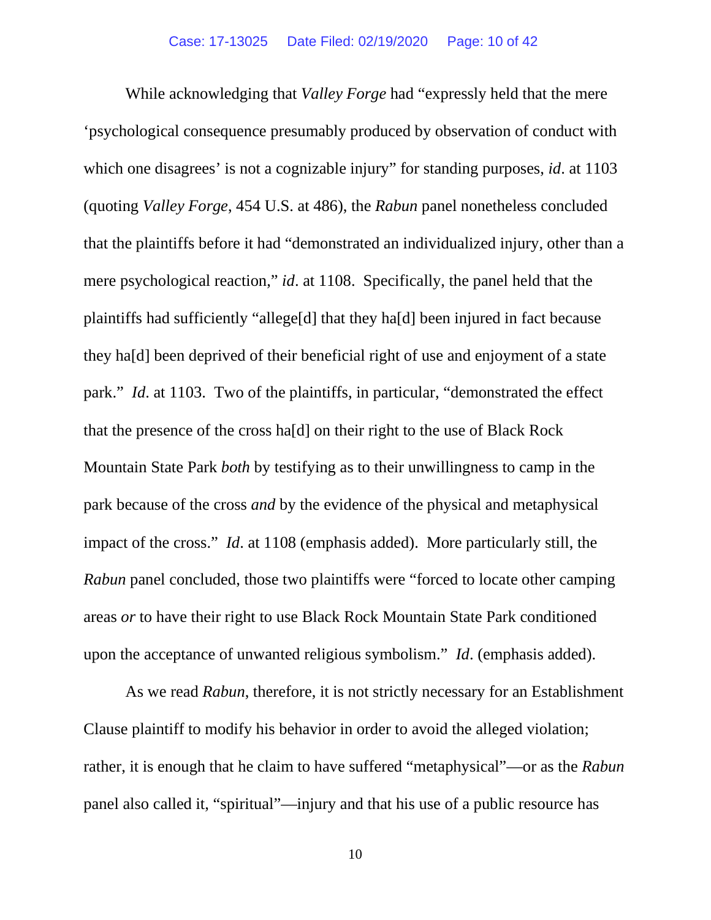While acknowledging that *Valley Forge* had "expressly held that the mere 'psychological consequence presumably produced by observation of conduct with which one disagrees' is not a cognizable injury" for standing purposes, *id*. at 1103 (quoting *Valley Forge*, 454 U.S. at 486), the *Rabun* panel nonetheless concluded that the plaintiffs before it had "demonstrated an individualized injury, other than a mere psychological reaction," *id*. at 1108. Specifically, the panel held that the plaintiffs had sufficiently "allege[d] that they ha[d] been injured in fact because they ha[d] been deprived of their beneficial right of use and enjoyment of a state park." *Id*. at 1103. Two of the plaintiffs, in particular, "demonstrated the effect that the presence of the cross ha[d] on their right to the use of Black Rock Mountain State Park *both* by testifying as to their unwillingness to camp in the park because of the cross *and* by the evidence of the physical and metaphysical impact of the cross." *Id*. at 1108 (emphasis added). More particularly still, the *Rabun* panel concluded, those two plaintiffs were "forced to locate other camping areas *or* to have their right to use Black Rock Mountain State Park conditioned upon the acceptance of unwanted religious symbolism." *Id*. (emphasis added).

As we read *Rabun*, therefore, it is not strictly necessary for an Establishment Clause plaintiff to modify his behavior in order to avoid the alleged violation; rather, it is enough that he claim to have suffered "metaphysical"—or as the *Rabun* panel also called it, "spiritual"—injury and that his use of a public resource has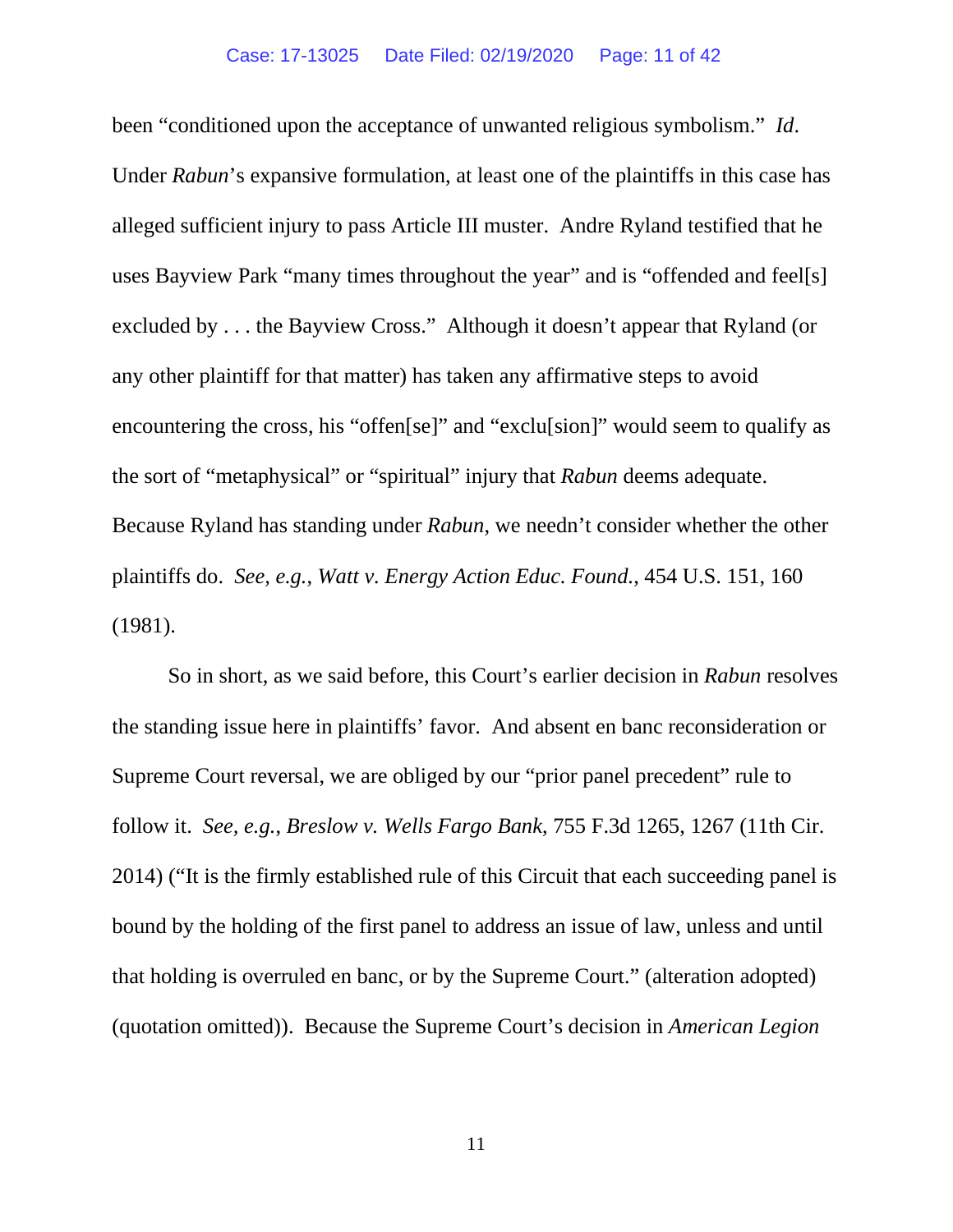been "conditioned upon the acceptance of unwanted religious symbolism." *Id*. Under *Rabun*'s expansive formulation, at least one of the plaintiffs in this case has alleged sufficient injury to pass Article III muster. Andre Ryland testified that he uses Bayview Park "many times throughout the year" and is "offended and feel[s] excluded by . . . the Bayview Cross." Although it doesn't appear that Ryland (or any other plaintiff for that matter) has taken any affirmative steps to avoid encountering the cross, his "offen[se]" and "exclu[sion]" would seem to qualify as the sort of "metaphysical" or "spiritual" injury that *Rabun* deems adequate. Because Ryland has standing under *Rabun*, we needn't consider whether the other plaintiffs do. *See, e.g.*, *Watt v. Energy Action Educ. Found.*, 454 U.S. 151, 160 (1981).

So in short, as we said before, this Court's earlier decision in *Rabun* resolves the standing issue here in plaintiffs' favor. And absent en banc reconsideration or Supreme Court reversal, we are obliged by our "prior panel precedent" rule to follow it. *See, e.g.*, *Breslow v. Wells Fargo Bank*, 755 F.3d 1265, 1267 (11th Cir. 2014) ("It is the firmly established rule of this Circuit that each succeeding panel is bound by the holding of the first panel to address an issue of law, unless and until that holding is overruled en banc, or by the Supreme Court." (alteration adopted) (quotation omitted)). Because the Supreme Court's decision in *American Legion*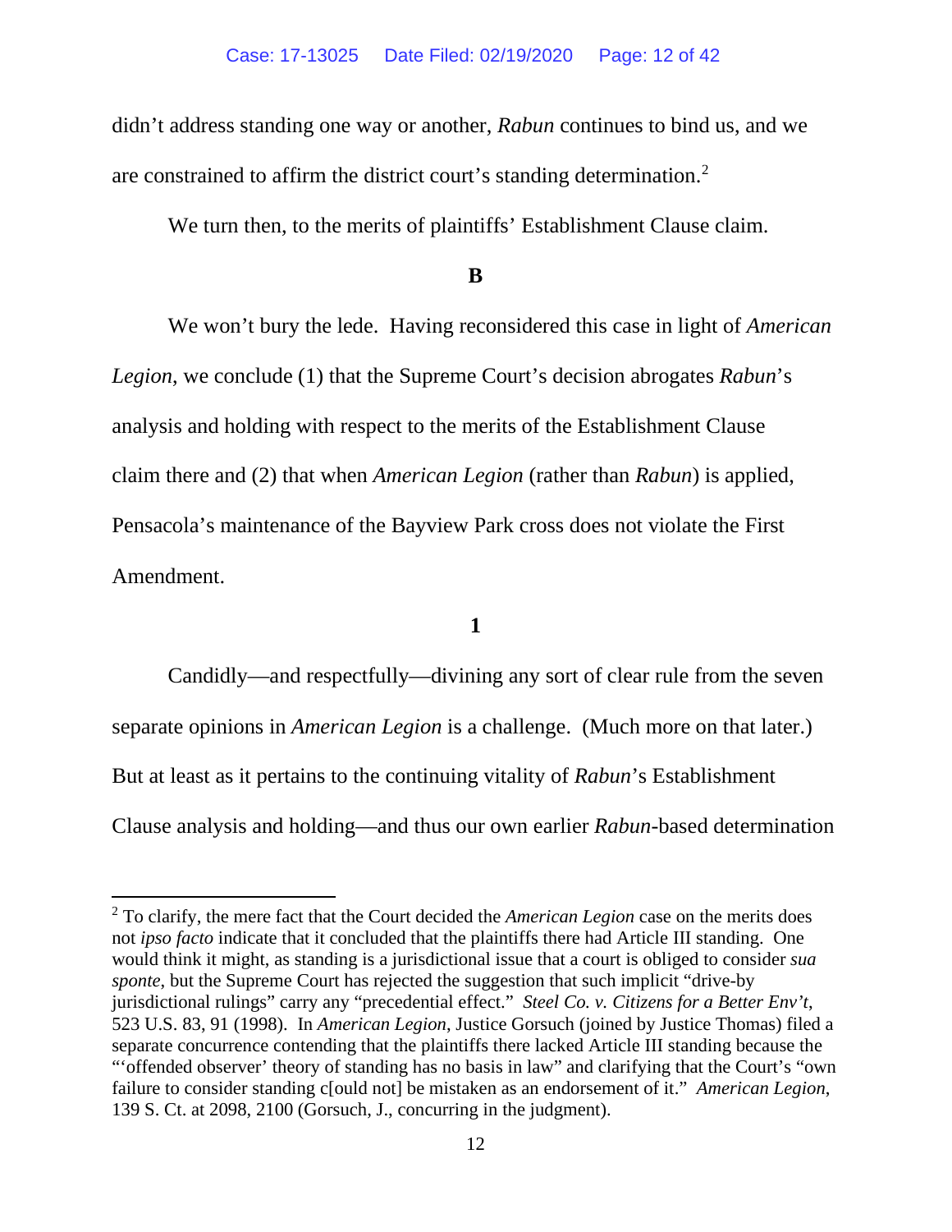didn't address standing one way or another, *Rabun* continues to bind us, and we are constrained to affirm the district court's standing determination.[2]

We turn then, to the merits of plaintiffs' Establishment Clause claim.

**B**

We won't bury the lede. Having reconsidered this case in light of *American Legion*, we conclude (1) that the Supreme Court's decision abrogates *Rabun*'s analysis and holding with respect to the merits of the Establishment Clause claim there and (2) that when *American Legion* (rather than *Rabun*) is applied, Pensacola's maintenance of the Bayview Park cross does not violate the First Amendment.

**1**

Candidly—and respectfully—divining any sort of clear rule from the seven separate opinions in *American Legion* is a challenge. (Much more on that later.) But at least as it pertains to the continuing vitality of *Rabun*'s Establishment Clause analysis and holding—and thus our own earlier *Rabun*-based determination

---

[2] To clarify, the mere fact that the Court decided the *American Legion* case on the merits does not *ipso facto* indicate that it concluded that the plaintiffs there had Article III standing. One would think it might, as standing is a jurisdictional issue that a court is obliged to consider *sua sponte*, but the Supreme Court has rejected the suggestion that such implicit "drive-by jurisdictional rulings" carry any "precedential effect." *Steel Co. v. Citizens for a Better Env't*, 523 U.S. 83, 91 (1998). In *American Legion*, Justice Gorsuch (joined by Justice Thomas) filed a separate concurrence contending that the plaintiffs there lacked Article III standing because the "'offended observer' theory of standing has no basis in law" and clarifying that the Court's "own failure to consider standing c[ould not] be mistaken as an endorsement of it." *American Legion*, 139 S. Ct. at 2098, 2100 (Gorsuch, J., concurring in the judgment).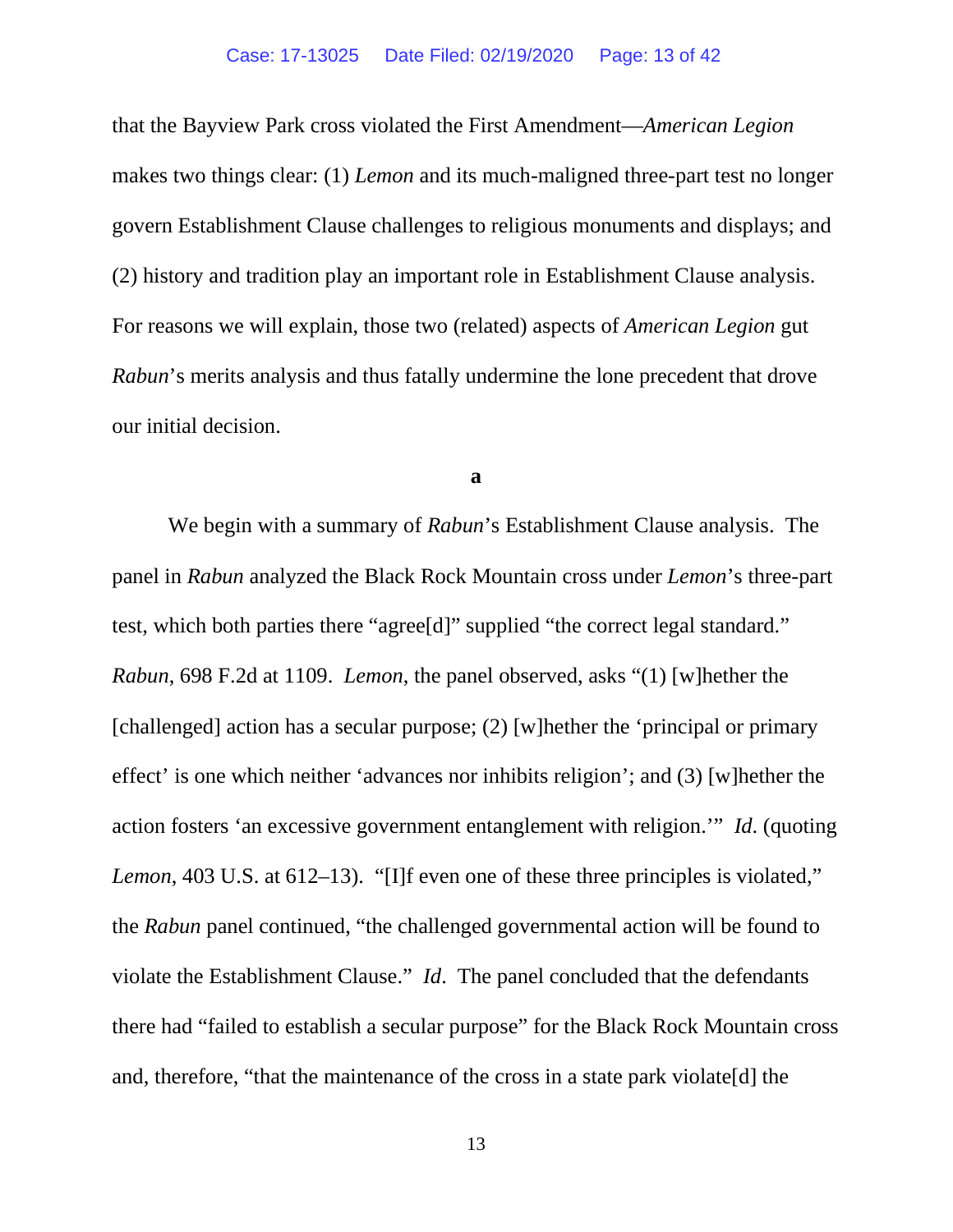that the Bayview Park cross violated the First Amendment—*American Legion* makes two things clear: (1) *Lemon* and its much-maligned three-part test no longer govern Establishment Clause challenges to religious monuments and displays; and (2) history and tradition play an important role in Establishment Clause analysis. For reasons we will explain, those two (related) aspects of *American Legion* gut *Rabun*'s merits analysis and thus fatally undermine the lone precedent that drove our initial decision.

**a**

We begin with a summary of *Rabun*'s Establishment Clause analysis. The panel in *Rabun* analyzed the Black Rock Mountain cross under *Lemon*'s three-part test, which both parties there "agree[d]" supplied "the correct legal standard." *Rabun*, 698 F.2d at 1109. *Lemon*, the panel observed, asks "(1) [w]hether the [challenged] action has a secular purpose; (2) [w]hether the 'principal or primary effect' is one which neither 'advances nor inhibits religion'; and (3) [w]hether the action fosters 'an excessive government entanglement with religion.'" *Id*. (quoting *Lemon*, 403 U.S. at 612–13). "[I]f even one of these three principles is violated," the *Rabun* panel continued, "the challenged governmental action will be found to violate the Establishment Clause." *Id*. The panel concluded that the defendants there had "failed to establish a secular purpose" for the Black Rock Mountain cross and, therefore, "that the maintenance of the cross in a state park violate[d] the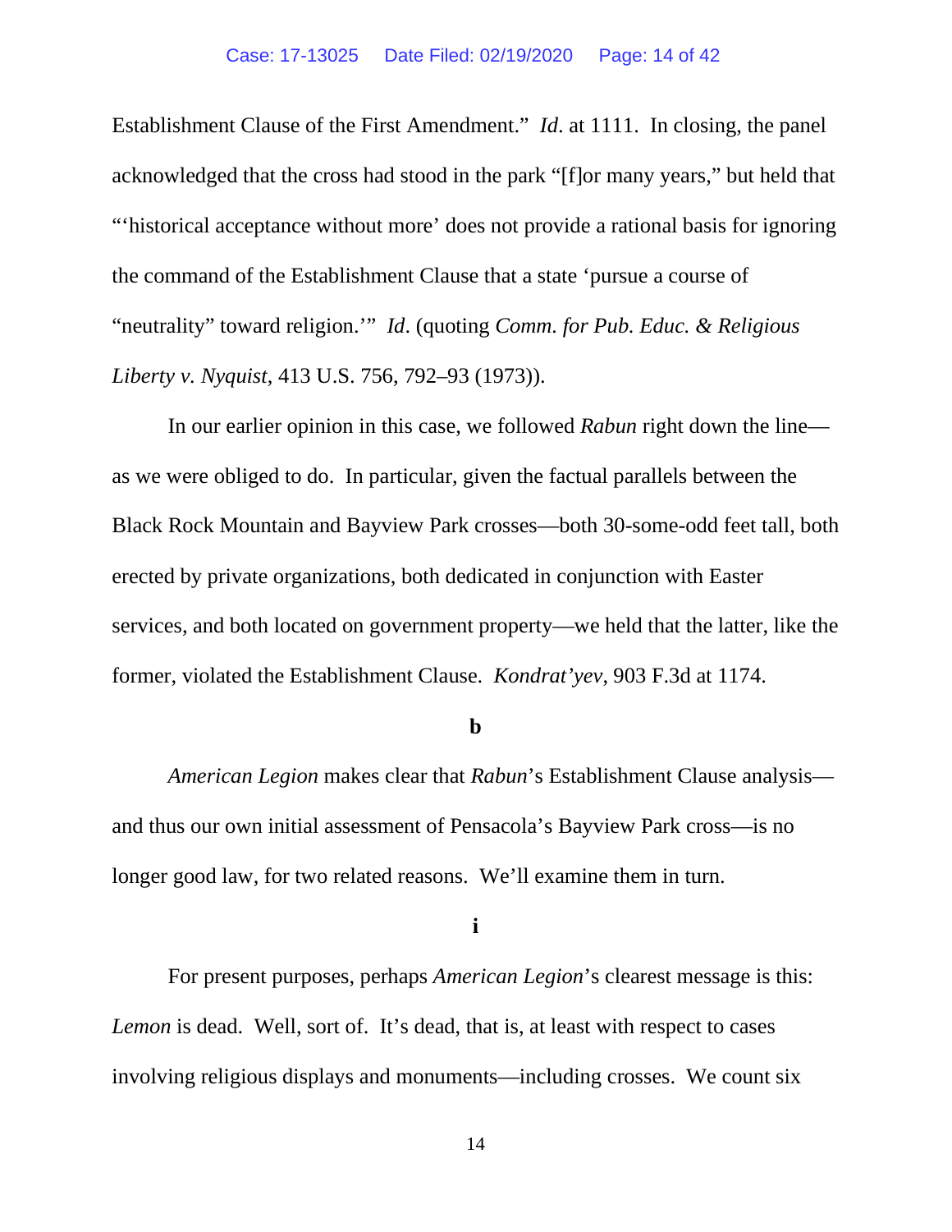Establishment Clause of the First Amendment." *Id*. at 1111. In closing, the panel acknowledged that the cross had stood in the park "[f]or many years," but held that "'historical acceptance without more' does not provide a rational basis for ignoring the command of the Establishment Clause that a state 'pursue a course of "neutrality" toward religion.'" *Id*. (quoting *Comm. for Pub. Educ. & Religious Liberty v. Nyquist*, 413 U.S. 756, 792–93 (1973)).

In our earlier opinion in this case, we followed *Rabun* right down the line—as we were obliged to do. In particular, given the factual parallels between the Black Rock Mountain and Bayview Park crosses—both 30-some-odd feet tall, both erected by private organizations, both dedicated in conjunction with Easter services, and both located on government property—we held that the latter, like the former, violated the Establishment Clause. *Kondrat'yev*, 903 F.3d at 1174.

**b**

*American Legion* makes clear that *Rabun*'s Establishment Clause analysis—and thus our own initial assessment of Pensacola's Bayview Park cross—is no longer good law, for two related reasons. We'll examine them in turn.

**i**

For present purposes, perhaps *American Legion*'s clearest message is this: *Lemon* is dead. Well, sort of. It's dead, that is, at least with respect to cases involving religious displays and monuments—including crosses. We count six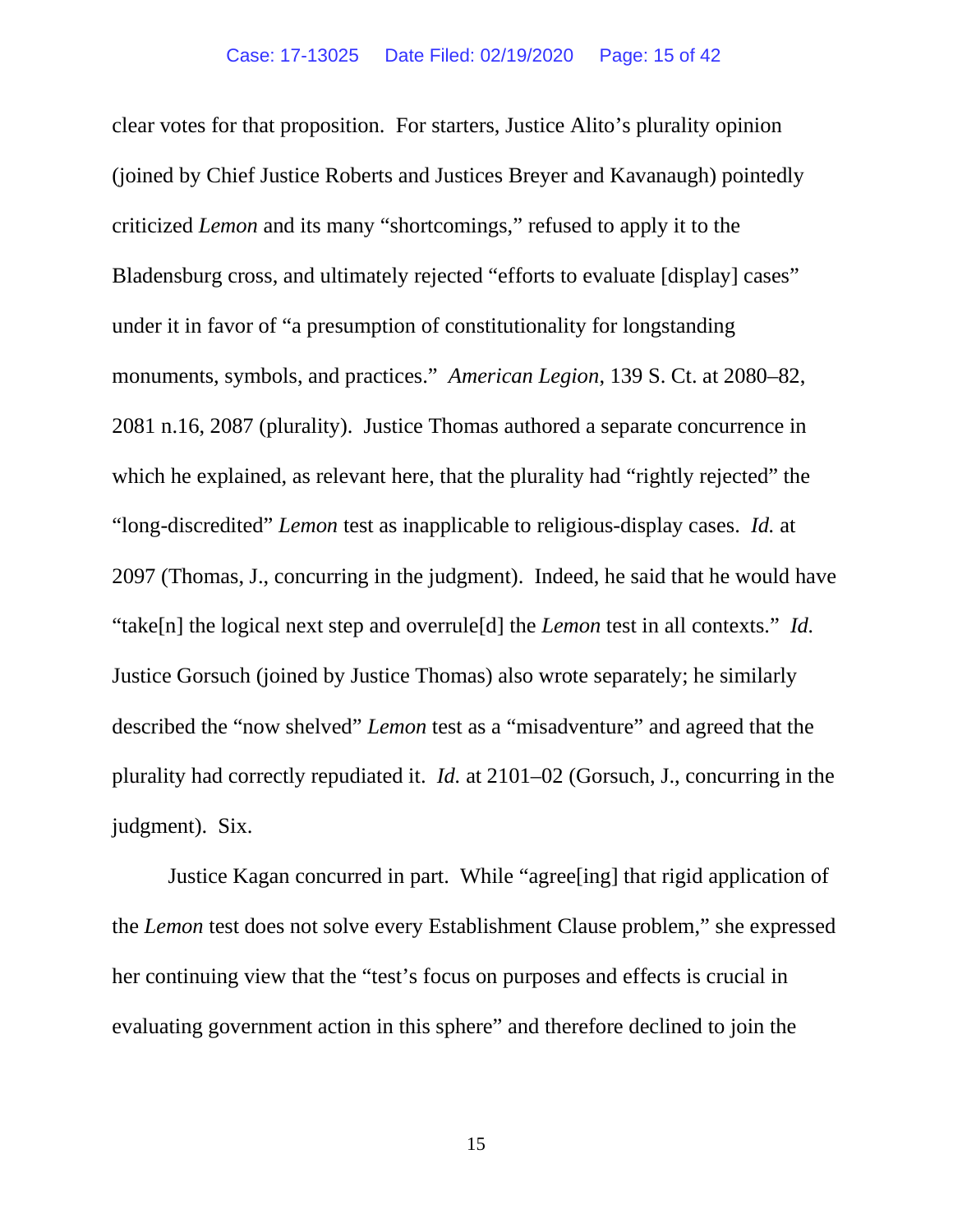clear votes for that proposition. For starters, Justice Alito's plurality opinion (joined by Chief Justice Roberts and Justices Breyer and Kavanaugh) pointedly criticized *Lemon* and its many "shortcomings," refused to apply it to the Bladensburg cross, and ultimately rejected "efforts to evaluate [display] cases" under it in favor of "a presumption of constitutionality for longstanding monuments, symbols, and practices." *American Legion*, 139 S. Ct. at 2080–82, 2081 n.16, 2087 (plurality). Justice Thomas authored a separate concurrence in which he explained, as relevant here, that the plurality had "rightly rejected" the "long-discredited" *Lemon* test as inapplicable to religious-display cases. *Id.* at 2097 (Thomas, J., concurring in the judgment). Indeed, he said that he would have "take[n] the logical next step and overrule[d] the *Lemon* test in all contexts." *Id.* Justice Gorsuch (joined by Justice Thomas) also wrote separately; he similarly described the "now shelved" *Lemon* test as a "misadventure" and agreed that the plurality had correctly repudiated it. *Id.* at 2101–02 (Gorsuch, J., concurring in the judgment). Six.

Justice Kagan concurred in part. While "agree[ing] that rigid application of the *Lemon* test does not solve every Establishment Clause problem," she expressed her continuing view that the "test's focus on purposes and effects is crucial in evaluating government action in this sphere" and therefore declined to join the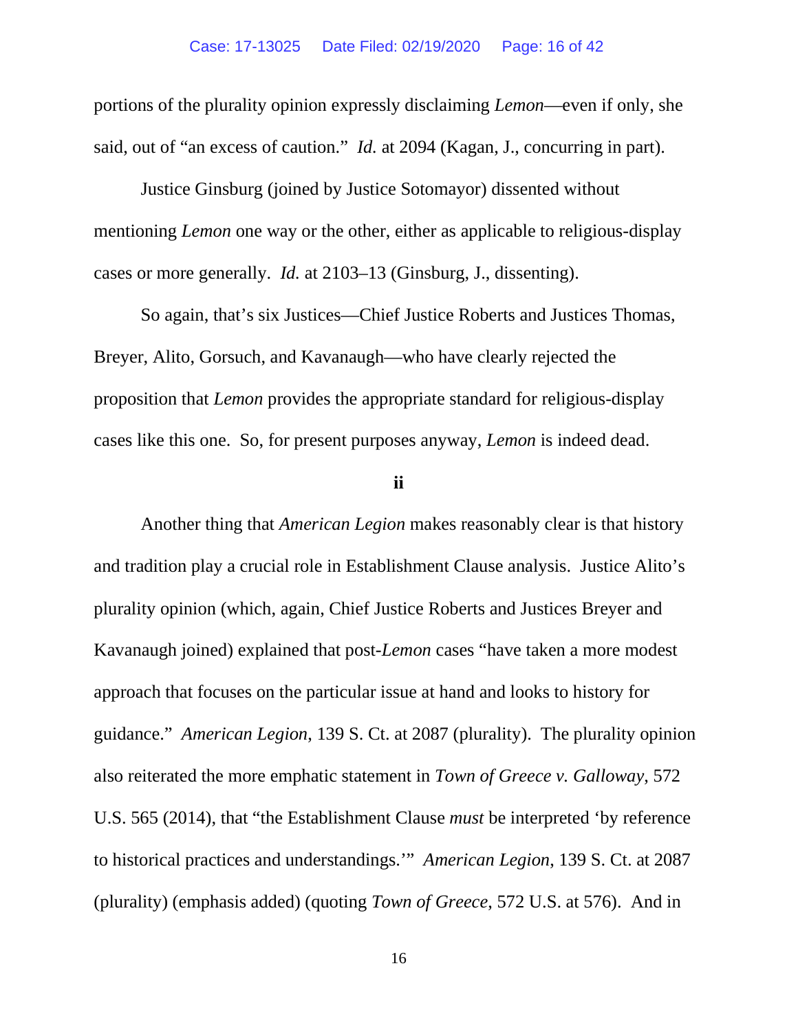portions of the plurality opinion expressly disclaiming *Lemon*—even if only, she said, out of "an excess of caution." *Id.* at 2094 (Kagan, J., concurring in part).

Justice Ginsburg (joined by Justice Sotomayor) dissented without mentioning *Lemon* one way or the other, either as applicable to religious-display cases or more generally. *Id.* at 2103–13 (Ginsburg, J., dissenting).

So again, that's six Justices—Chief Justice Roberts and Justices Thomas, Breyer, Alito, Gorsuch, and Kavanaugh—who have clearly rejected the proposition that *Lemon* provides the appropriate standard for religious-display cases like this one. So, for present purposes anyway, *Lemon* is indeed dead.

**ii**

Another thing that *American Legion* makes reasonably clear is that history and tradition play a crucial role in Establishment Clause analysis. Justice Alito's plurality opinion (which, again, Chief Justice Roberts and Justices Breyer and Kavanaugh joined) explained that post-*Lemon* cases "have taken a more modest approach that focuses on the particular issue at hand and looks to history for guidance." *American Legion*, 139 S. Ct. at 2087 (plurality). The plurality opinion also reiterated the more emphatic statement in *Town of Greece v. Galloway*, 572 U.S. 565 (2014), that "the Establishment Clause *must* be interpreted 'by reference to historical practices and understandings.'" *American Legion*, 139 S. Ct. at 2087 (plurality) (emphasis added) (quoting *Town of Greece*, 572 U.S. at 576). And in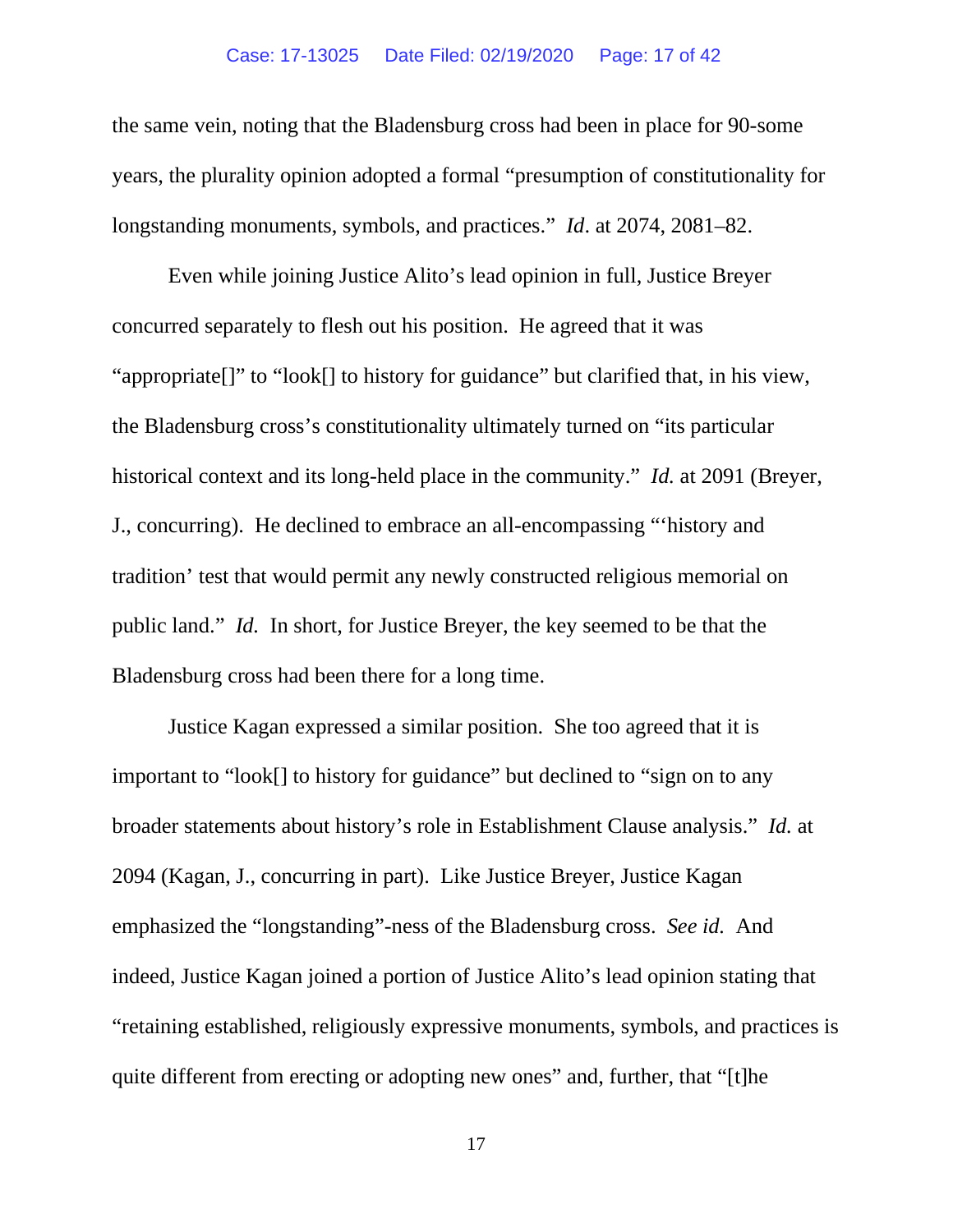the same vein, noting that the Bladensburg cross had been in place for 90-some years, the plurality opinion adopted a formal "presumption of constitutionality for longstanding monuments, symbols, and practices." *Id*. at 2074, 2081–82.

Even while joining Justice Alito's lead opinion in full, Justice Breyer concurred separately to flesh out his position. He agreed that it was "appropriate[]" to "look[] to history for guidance" but clarified that, in his view, the Bladensburg cross's constitutionality ultimately turned on "its particular historical context and its long-held place in the community." *Id.* at 2091 (Breyer, J., concurring). He declined to embrace an all-encompassing "'history and tradition' test that would permit any newly constructed religious memorial on public land." *Id.* In short, for Justice Breyer, the key seemed to be that the Bladensburg cross had been there for a long time.

Justice Kagan expressed a similar position. She too agreed that it is important to "look[] to history for guidance" but declined to "sign on to any broader statements about history's role in Establishment Clause analysis." *Id.* at 2094 (Kagan, J., concurring in part). Like Justice Breyer, Justice Kagan emphasized the "longstanding"-ness of the Bladensburg cross. *See id.* And indeed, Justice Kagan joined a portion of Justice Alito's lead opinion stating that "retaining established, religiously expressive monuments, symbols, and practices is quite different from erecting or adopting new ones" and, further, that "[t]he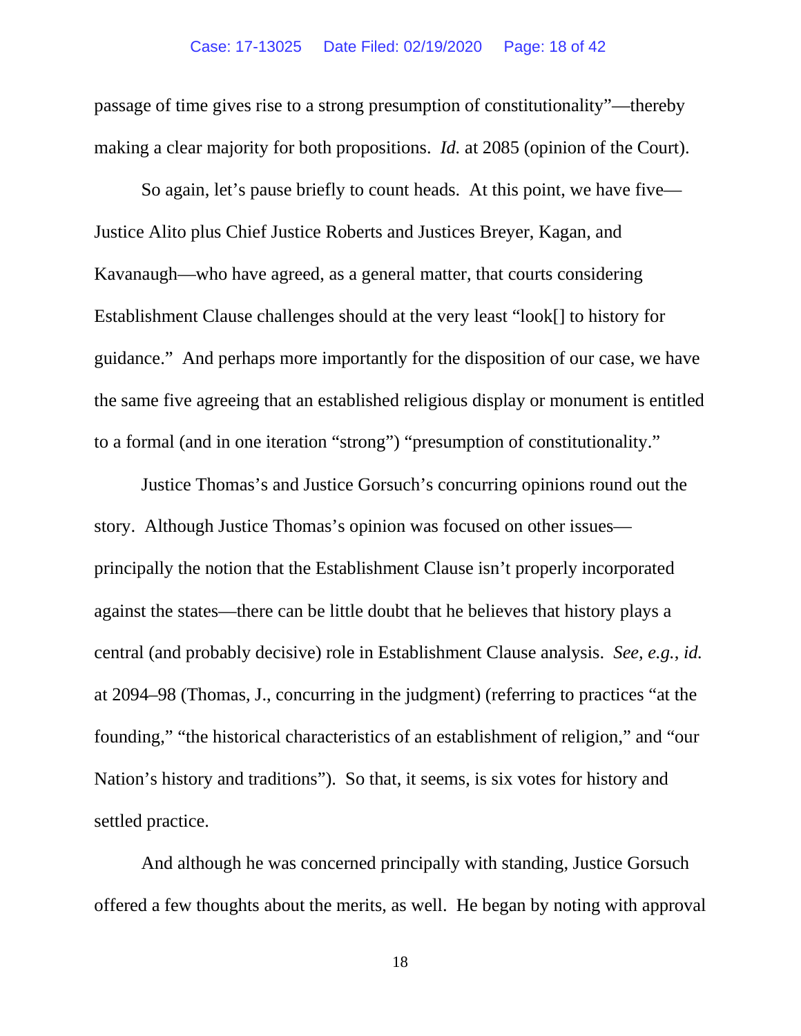passage of time gives rise to a strong presumption of constitutionality"—thereby making a clear majority for both propositions. *Id.* at 2085 (opinion of the Court).

So again, let's pause briefly to count heads. At this point, we have five—Justice Alito plus Chief Justice Roberts and Justices Breyer, Kagan, and Kavanaugh—who have agreed, as a general matter, that courts considering Establishment Clause challenges should at the very least "look[] to history for guidance." And perhaps more importantly for the disposition of our case, we have the same five agreeing that an established religious display or monument is entitled to a formal (and in one iteration "strong") "presumption of constitutionality."

Justice Thomas's and Justice Gorsuch's concurring opinions round out the story. Although Justice Thomas's opinion was focused on other issues—principally the notion that the Establishment Clause isn't properly incorporated against the states—there can be little doubt that he believes that history plays a central (and probably decisive) role in Establishment Clause analysis. *See, e.g.*, *id.* at 2094–98 (Thomas, J., concurring in the judgment) (referring to practices "at the founding," "the historical characteristics of an establishment of religion," and "our Nation's history and traditions"). So that, it seems, is six votes for history and settled practice.

And although he was concerned principally with standing, Justice Gorsuch offered a few thoughts about the merits, as well. He began by noting with approval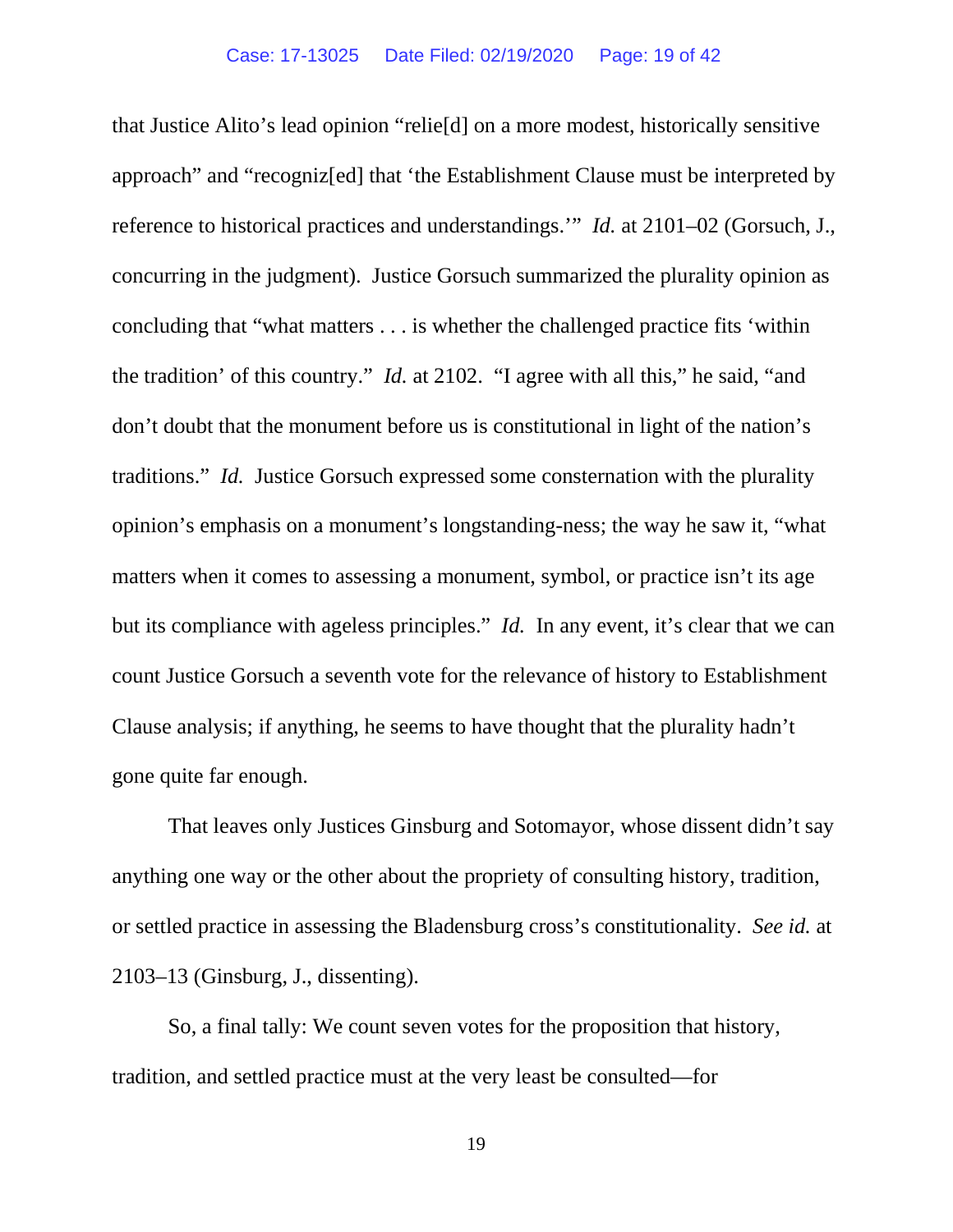that Justice Alito's lead opinion "relie[d] on a more modest, historically sensitive approach" and "recogniz[ed] that 'the Establishment Clause must be interpreted by reference to historical practices and understandings.'" *Id.* at 2101–02 (Gorsuch, J., concurring in the judgment). Justice Gorsuch summarized the plurality opinion as concluding that "what matters . . . is whether the challenged practice fits 'within the tradition' of this country." *Id.* at 2102. "I agree with all this," he said, "and don't doubt that the monument before us is constitutional in light of the nation's traditions." *Id.* Justice Gorsuch expressed some consternation with the plurality opinion's emphasis on a monument's longstanding-ness; the way he saw it, "what matters when it comes to assessing a monument, symbol, or practice isn't its age but its compliance with ageless principles." *Id.* In any event, it's clear that we can count Justice Gorsuch a seventh vote for the relevance of history to Establishment Clause analysis; if anything, he seems to have thought that the plurality hadn't gone quite far enough.

That leaves only Justices Ginsburg and Sotomayor, whose dissent didn't say anything one way or the other about the propriety of consulting history, tradition, or settled practice in assessing the Bladensburg cross's constitutionality. *See id.* at 2103–13 (Ginsburg, J., dissenting).

So, a final tally: We count seven votes for the proposition that history, tradition, and settled practice must at the very least be consulted—for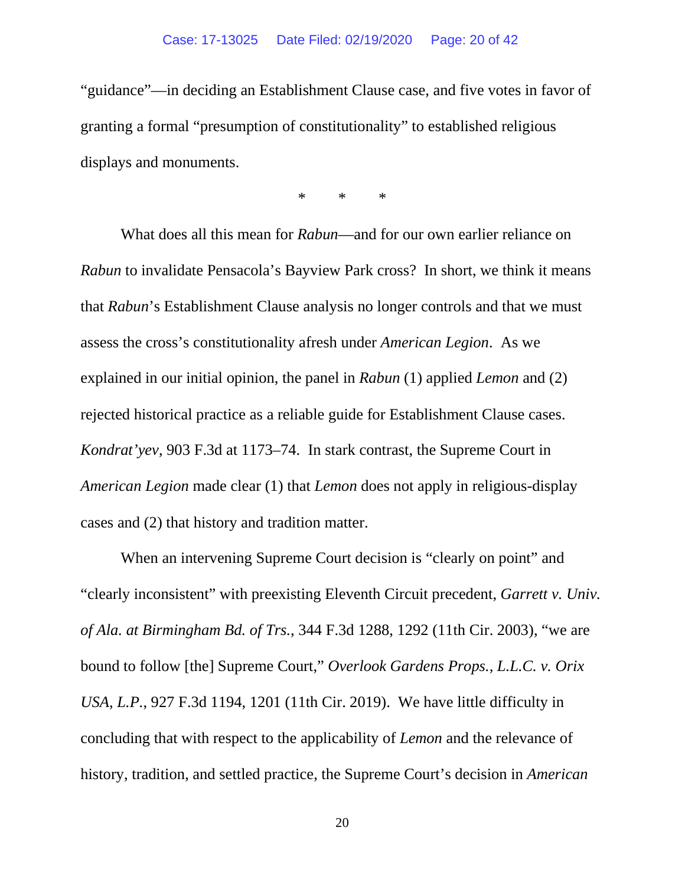"guidance"—in deciding an Establishment Clause case, and five votes in favor of granting a formal "presumption of constitutionality" to established religious displays and monuments.

\*       \*       \*

What does all this mean for *Rabun*—and for our own earlier reliance on *Rabun* to invalidate Pensacola's Bayview Park cross? In short, we think it means that *Rabun*'s Establishment Clause analysis no longer controls and that we must assess the cross's constitutionality afresh under *American Legion*. As we explained in our initial opinion, the panel in *Rabun* (1) applied *Lemon* and (2) rejected historical practice as a reliable guide for Establishment Clause cases. *Kondrat'yev*, 903 F.3d at 1173–74. In stark contrast, the Supreme Court in *American Legion* made clear (1) that *Lemon* does not apply in religious-display cases and (2) that history and tradition matter.

When an intervening Supreme Court decision is "clearly on point" and "clearly inconsistent" with preexisting Eleventh Circuit precedent, *Garrett v. Univ. of Ala. at Birmingham Bd. of Trs.*, 344 F.3d 1288, 1292 (11th Cir. 2003), "we are bound to follow [the] Supreme Court," *Overlook Gardens Props., L.L.C. v. Orix USA, L.P.*, 927 F.3d 1194, 1201 (11th Cir. 2019). We have little difficulty in concluding that with respect to the applicability of *Lemon* and the relevance of history, tradition, and settled practice, the Supreme Court's decision in *American*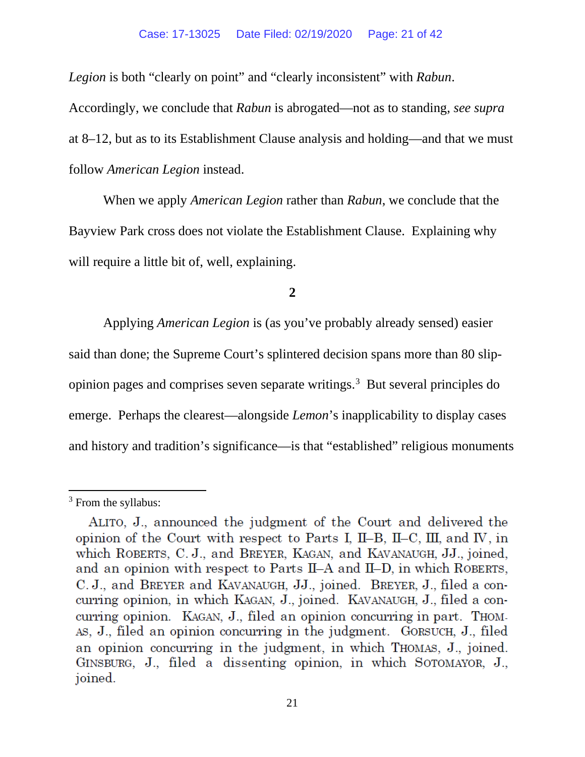*Legion* is both "clearly on point" and "clearly inconsistent" with *Rabun*. Accordingly, we conclude that *Rabun* is abrogated—not as to standing, *see supra* at 8–12, but as to its Establishment Clause analysis and holding—and that we must follow *American Legion* instead.

When we apply *American Legion* rather than *Rabun*, we conclude that the Bayview Park cross does not violate the Establishment Clause. Explaining why will require a little bit of, well, explaining.

**2**

Applying *American Legion* is (as you've probably already sensed) easier said than done; the Supreme Court's splintered decision spans more than 80 slip-opinion pages and comprises seven separate writings.[3] But several principles do emerge. Perhaps the clearest—alongside *Lemon*'s inapplicability to display cases and history and tradition's significance—is that "established" religious monuments

---

[3] From the syllabus:

> ALITO, J., announced the judgment of the Court and delivered the opinion of the Court with respect to Parts I, II–B, II–C, III, and IV, in which ROBERTS, C. J., and BREYER, KAGAN, and KAVANAUGH, JJ., joined, and an opinion with respect to Parts II–A and II–D, in which ROBERTS, C. J., and BREYER and KAVANAUGH, JJ., joined. BREYER, J., filed a concurring opinion, in which KAGAN, J., joined. KAVANAUGH, J., filed a concurring opinion. KAGAN, J., filed an opinion concurring in part. THOMAS, J., filed an opinion concurring in the judgment. GORSUCH, J., filed an opinion concurring in the judgment, in which THOMAS, J., joined. GINSBURG, J., filed a dissenting opinion, in which SOTOMAYOR, J., joined.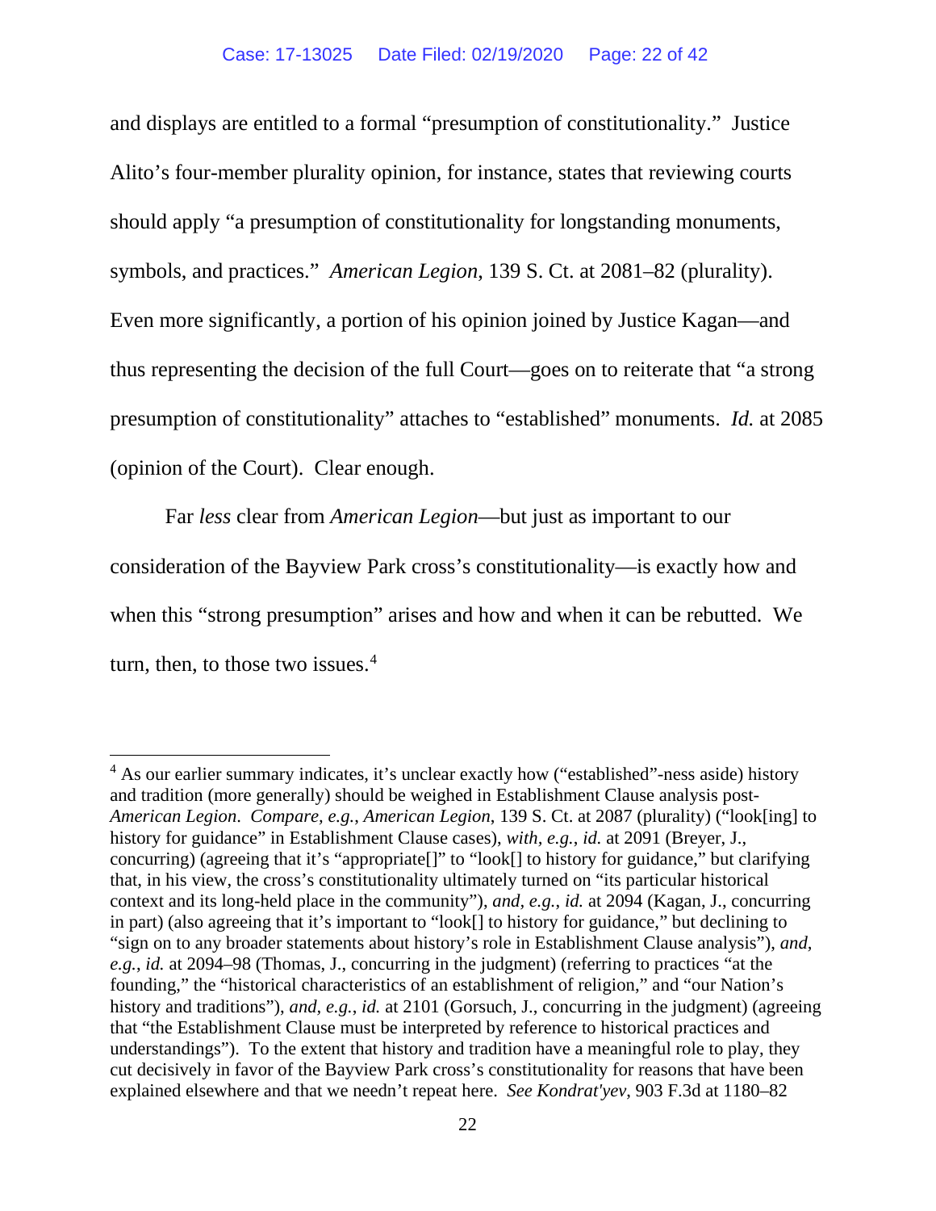and displays are entitled to a formal "presumption of constitutionality." Justice Alito's four-member plurality opinion, for instance, states that reviewing courts should apply "a presumption of constitutionality for longstanding monuments, symbols, and practices." *American Legion*, 139 S. Ct. at 2081–82 (plurality). Even more significantly, a portion of his opinion joined by Justice Kagan—and thus representing the decision of the full Court—goes on to reiterate that "a strong presumption of constitutionality" attaches to "established" monuments. *Id.* at 2085 (opinion of the Court). Clear enough.

Far *less* clear from *American Legion*—but just as important to our consideration of the Bayview Park cross's constitutionality—is exactly how and when this "strong presumption" arises and how and when it can be rebutted. We turn, then, to those two issues.[4]

[4] As our earlier summary indicates, it's unclear exactly how ("established"-ness aside) history and tradition (more generally) should be weighed in Establishment Clause analysis post-*American Legion*. *Compare, e.g.*, *American Legion*, 139 S. Ct. at 2087 (plurality) ("look[ing] to history for guidance" in Establishment Clause cases), *with, e.g.*, *id.* at 2091 (Breyer, J., concurring) (agreeing that it's "appropriate[]" to "look[] to history for guidance," but clarifying that, in his view, the cross's constitutionality ultimately turned on "its particular historical context and its long-held place in the community"), *and, e.g.*, *id.* at 2094 (Kagan, J., concurring in part) (also agreeing that it's important to "look[] to history for guidance," but declining to "sign on to any broader statements about history's role in Establishment Clause analysis"), *and, e.g.*, *id.* at 2094–98 (Thomas, J., concurring in the judgment) (referring to practices "at the founding," the "historical characteristics of an establishment of religion," and "our Nation's history and traditions"), *and, e.g.*, *id.* at 2101 (Gorsuch, J., concurring in the judgment) (agreeing that "the Establishment Clause must be interpreted by reference to historical practices and understandings"). To the extent that history and tradition have a meaningful role to play, they cut decisively in favor of the Bayview Park cross's constitutionality for reasons that have been explained elsewhere and that we needn't repeat here. *See Kondrat'yev*, 903 F.3d at 1180–82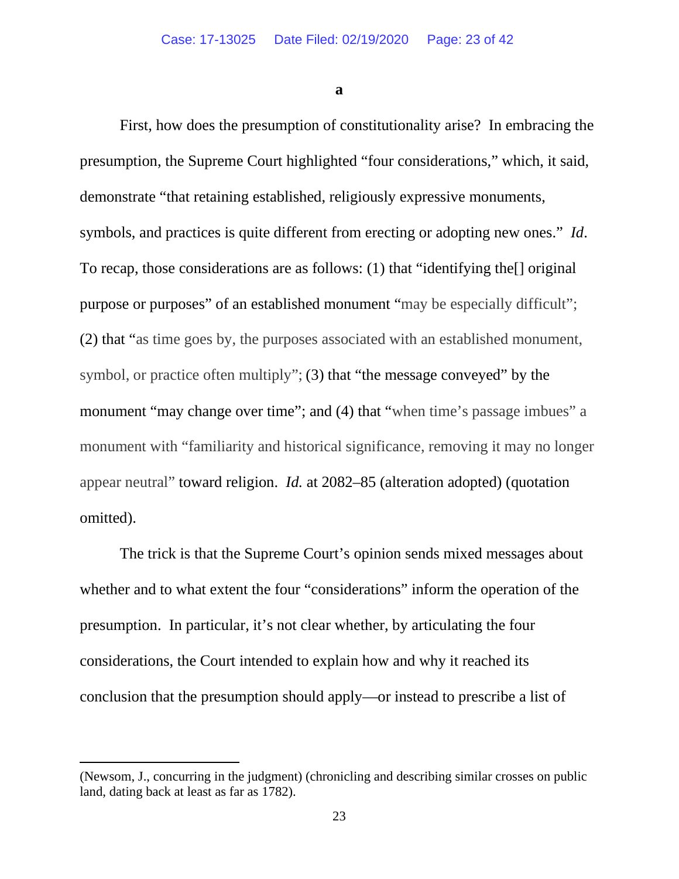**a**

First, how does the presumption of constitutionality arise? In embracing the presumption, the Supreme Court highlighted "four considerations," which, it said, demonstrate "that retaining established, religiously expressive monuments, symbols, and practices is quite different from erecting or adopting new ones." *Id*. To recap, those considerations are as follows: (1) that "identifying the[] original purpose or purposes" of an established monument "may be especially difficult"; (2) that "as time goes by, the purposes associated with an established monument, symbol, or practice often multiply"; (3) that "the message conveyed" by the monument "may change over time"; and (4) that "when time's passage imbues" a monument with "familiarity and historical significance, removing it may no longer appear neutral" toward religion. *Id.* at 2082–85 (alteration adopted) (quotation omitted).

The trick is that the Supreme Court's opinion sends mixed messages about whether and to what extent the four "considerations" inform the operation of the presumption. In particular, it's not clear whether, by articulating the four considerations, the Court intended to explain how and why it reached its conclusion that the presumption should apply—or instead to prescribe a list of

---

(Newsom, J., concurring in the judgment) (chronicling and describing similar crosses on public land, dating back at least as far as 1782).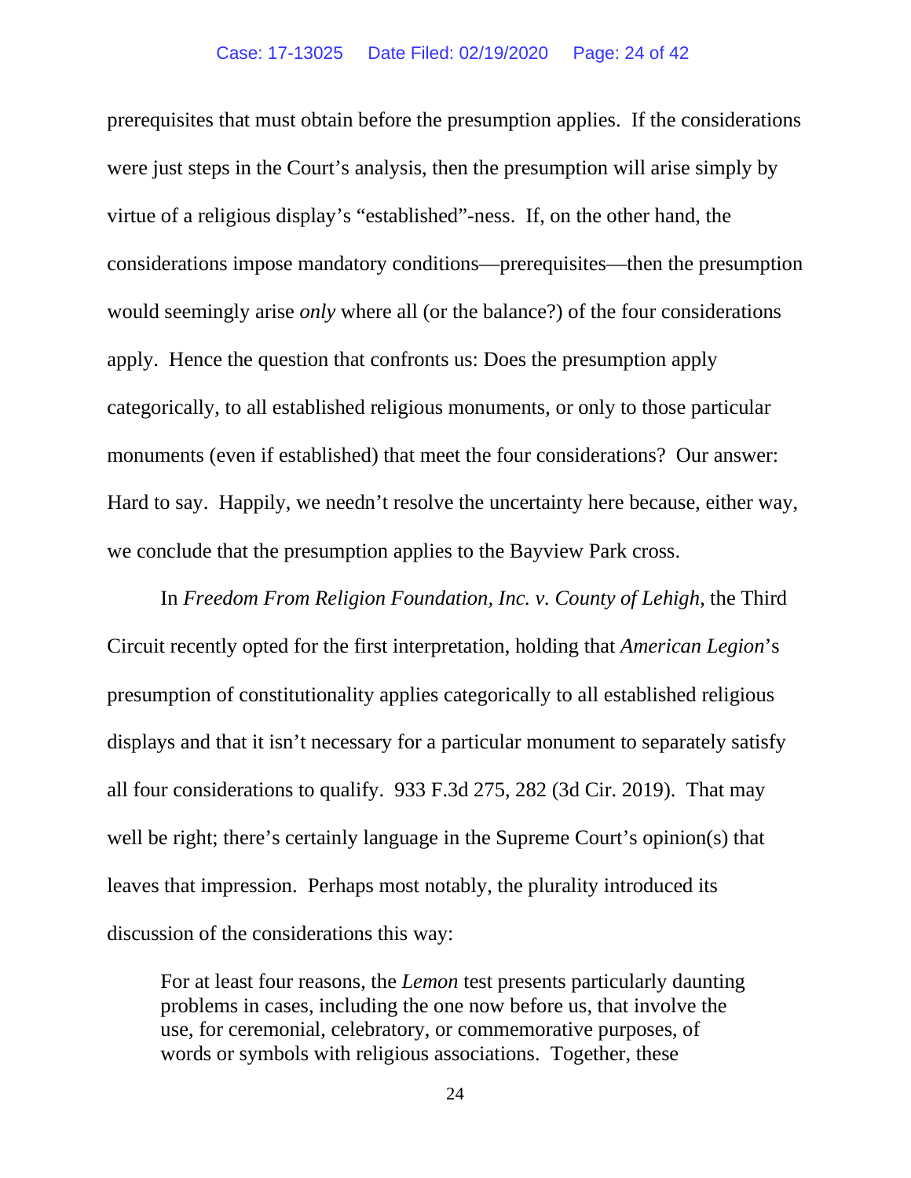prerequisites that must obtain before the presumption applies. If the considerations were just steps in the Court's analysis, then the presumption will arise simply by virtue of a religious display's "established"-ness. If, on the other hand, the considerations impose mandatory conditions—prerequisites—then the presumption would seemingly arise *only* where all (or the balance?) of the four considerations apply. Hence the question that confronts us: Does the presumption apply categorically, to all established religious monuments, or only to those particular monuments (even if established) that meet the four considerations? Our answer: Hard to say. Happily, we needn't resolve the uncertainty here because, either way, we conclude that the presumption applies to the Bayview Park cross.

In *Freedom From Religion Foundation, Inc. v. County of Lehigh*, the Third Circuit recently opted for the first interpretation, holding that *American Legion*'s presumption of constitutionality applies categorically to all established religious displays and that it isn't necessary for a particular monument to separately satisfy all four considerations to qualify. 933 F.3d 275, 282 (3d Cir. 2019). That may well be right; there's certainly language in the Supreme Court's opinion(s) that leaves that impression. Perhaps most notably, the plurality introduced its discussion of the considerations this way:

> For at least four reasons, the *Lemon* test presents particularly daunting problems in cases, including the one now before us, that involve the use, for ceremonial, celebratory, or commemorative purposes, of words or symbols with religious associations. Together, these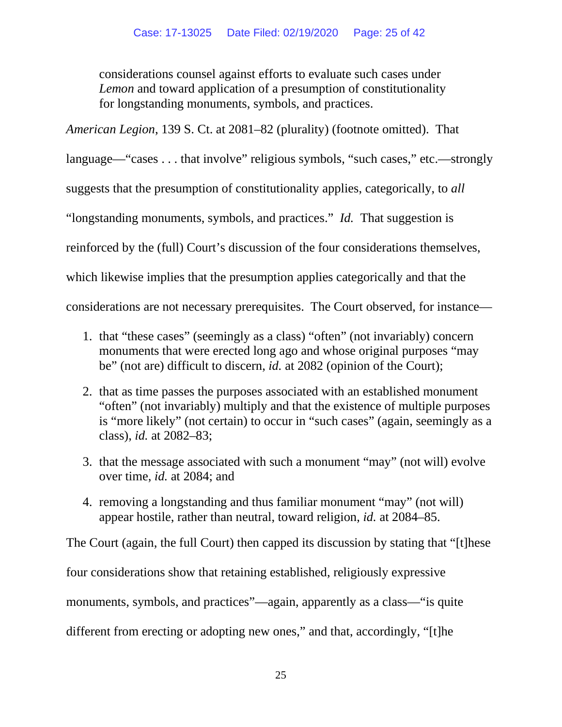> considerations counsel against efforts to evaluate such cases under *Lemon* and toward application of a presumption of constitutionality for longstanding monuments, symbols, and practices.

*American Legion*, 139 S. Ct. at 2081–82 (plurality) (footnote omitted). That language—"cases . . . that involve" religious symbols, "such cases," etc.—strongly suggests that the presumption of constitutionality applies, categorically, to *all* "longstanding monuments, symbols, and practices." *Id.* That suggestion is reinforced by the (full) Court's discussion of the four considerations themselves, which likewise implies that the presumption applies categorically and that the considerations are not necessary prerequisites. The Court observed, for instance—

1. that "these cases" (seemingly as a class) "often" (not invariably) concern monuments that were erected long ago and whose original purposes "may be" (not are) difficult to discern, *id.* at 2082 (opinion of the Court);

2. that as time passes the purposes associated with an established monument "often" (not invariably) multiply and that the existence of multiple purposes is "more likely" (not certain) to occur in "such cases" (again, seemingly as a class), *id.* at 2082–83;

3. that the message associated with such a monument "may" (not will) evolve over time, *id.* at 2084; and

4. removing a longstanding and thus familiar monument "may" (not will) appear hostile, rather than neutral, toward religion, *id.* at 2084–85.

The Court (again, the full Court) then capped its discussion by stating that "[t]hese four considerations show that retaining established, religiously expressive monuments, symbols, and practices"—again, apparently as a class—"is quite different from erecting or adopting new ones," and that, accordingly, "[t]he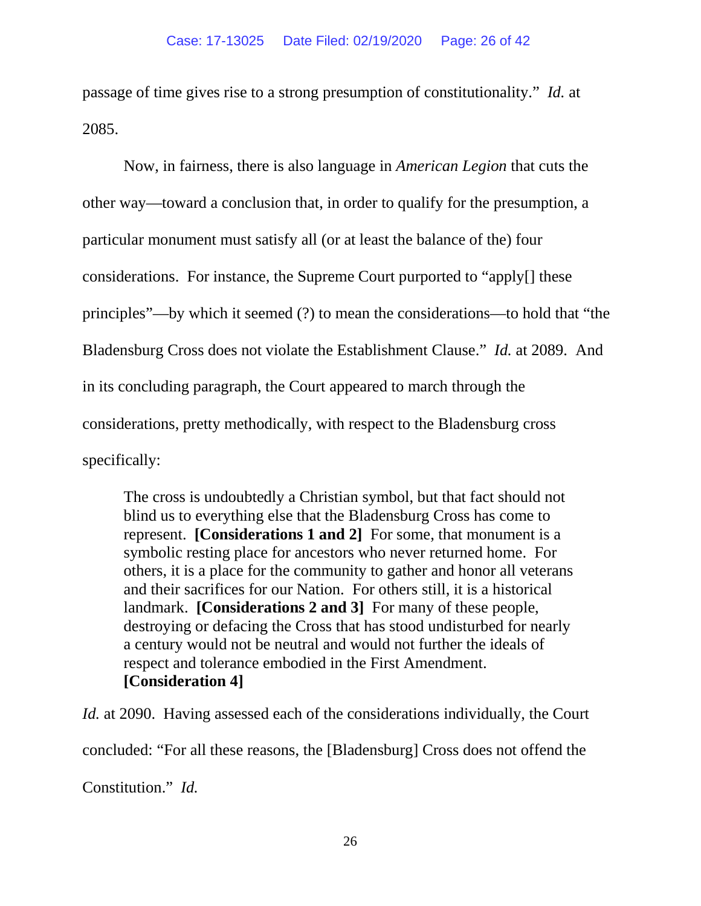passage of time gives rise to a strong presumption of constitutionality." *Id.* at 2085.

Now, in fairness, there is also language in *American Legion* that cuts the other way—toward a conclusion that, in order to qualify for the presumption, a particular monument must satisfy all (or at least the balance of the) four considerations. For instance, the Supreme Court purported to "apply[] these principles"—by which it seemed (?) to mean the considerations—to hold that "the Bladensburg Cross does not violate the Establishment Clause." *Id.* at 2089. And in its concluding paragraph, the Court appeared to march through the considerations, pretty methodically, with respect to the Bladensburg cross specifically:

> The cross is undoubtedly a Christian symbol, but that fact should not blind us to everything else that the Bladensburg Cross has come to represent. **[Considerations 1 and 2]** For some, that monument is a symbolic resting place for ancestors who never returned home. For others, it is a place for the community to gather and honor all veterans and their sacrifices for our Nation. For others still, it is a historical landmark. **[Considerations 2 and 3]** For many of these people, destroying or defacing the Cross that has stood undisturbed for nearly a century would not be neutral and would not further the ideals of respect and tolerance embodied in the First Amendment. **[Consideration 4]**

*Id.* at 2090. Having assessed each of the considerations individually, the Court concluded: "For all these reasons, the [Bladensburg] Cross does not offend the Constitution." *Id.*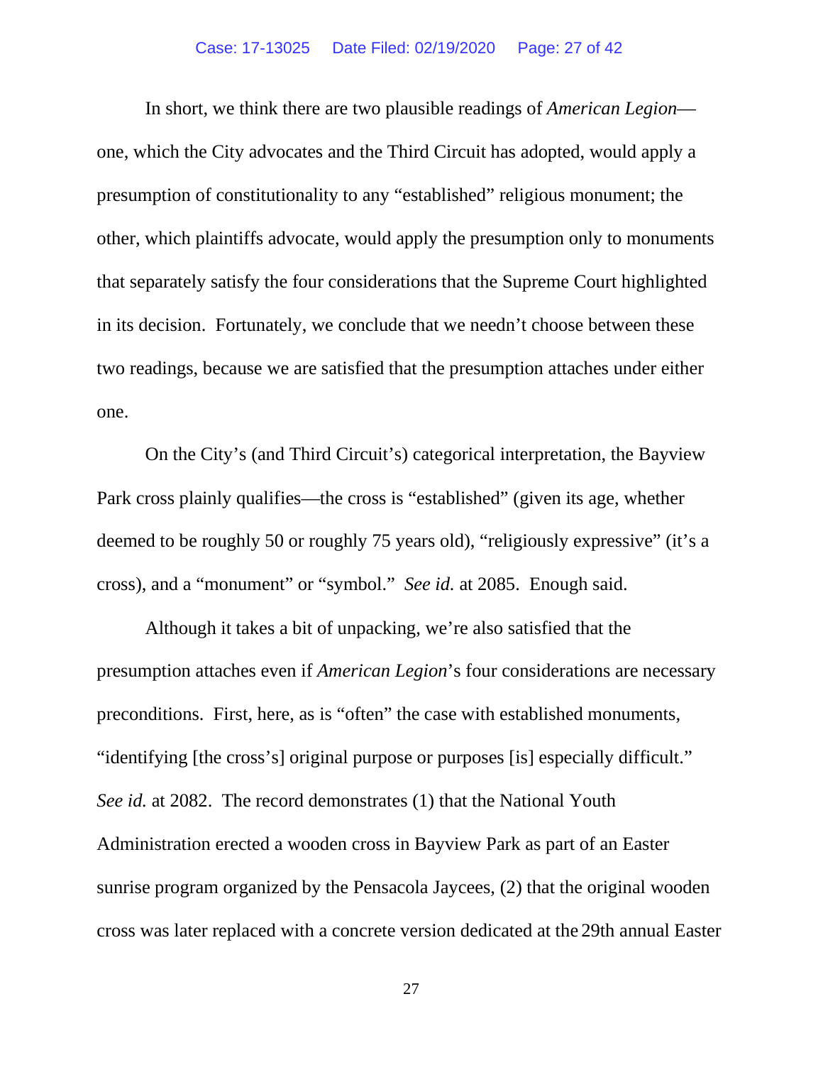In short, we think there are two plausible readings of *American Legion*—one, which the City advocates and the Third Circuit has adopted, would apply a presumption of constitutionality to any "established" religious monument; the other, which plaintiffs advocate, would apply the presumption only to monuments that separately satisfy the four considerations that the Supreme Court highlighted in its decision. Fortunately, we conclude that we needn't choose between these two readings, because we are satisfied that the presumption attaches under either one.

On the City's (and Third Circuit's) categorical interpretation, the Bayview Park cross plainly qualifies—the cross is "established" (given its age, whether deemed to be roughly 50 or roughly 75 years old), "religiously expressive" (it's a cross), and a "monument" or "symbol." *See id.* at 2085. Enough said.

Although it takes a bit of unpacking, we're also satisfied that the presumption attaches even if *American Legion*'s four considerations are necessary preconditions. First, here, as is "often" the case with established monuments, "identifying [the cross's] original purpose or purposes [is] especially difficult." *See id.* at 2082. The record demonstrates (1) that the National Youth Administration erected a wooden cross in Bayview Park as part of an Easter sunrise program organized by the Pensacola Jaycees, (2) that the original wooden cross was later replaced with a concrete version dedicated at the 29th annual Easter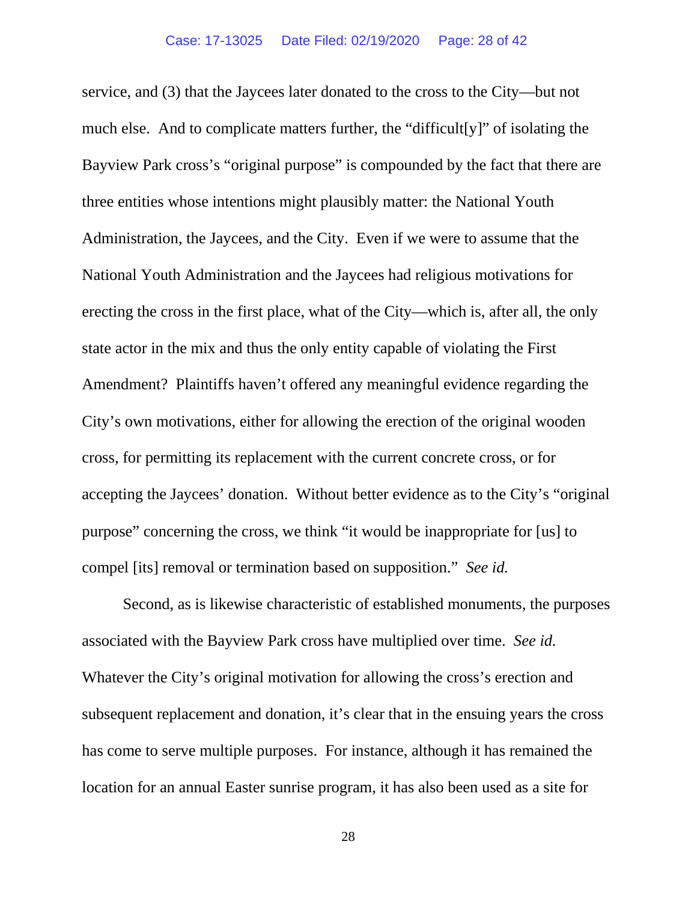service, and (3) that the Jaycees later donated to the cross to the City—but not much else. And to complicate matters further, the "difficult[y]" of isolating the Bayview Park cross's "original purpose" is compounded by the fact that there are three entities whose intentions might plausibly matter: the National Youth Administration, the Jaycees, and the City. Even if we were to assume that the National Youth Administration and the Jaycees had religious motivations for erecting the cross in the first place, what of the City—which is, after all, the only state actor in the mix and thus the only entity capable of violating the First Amendment? Plaintiffs haven't offered any meaningful evidence regarding the City's own motivations, either for allowing the erection of the original wooden cross, for permitting its replacement with the current concrete cross, or for accepting the Jaycees' donation. Without better evidence as to the City's "original purpose" concerning the cross, we think "it would be inappropriate for [us] to compel [its] removal or termination based on supposition." *See id.*

Second, as is likewise characteristic of established monuments, the purposes associated with the Bayview Park cross have multiplied over time. *See id.* Whatever the City's original motivation for allowing the cross's erection and subsequent replacement and donation, it's clear that in the ensuing years the cross has come to serve multiple purposes. For instance, although it has remained the location for an annual Easter sunrise program, it has also been used as a site for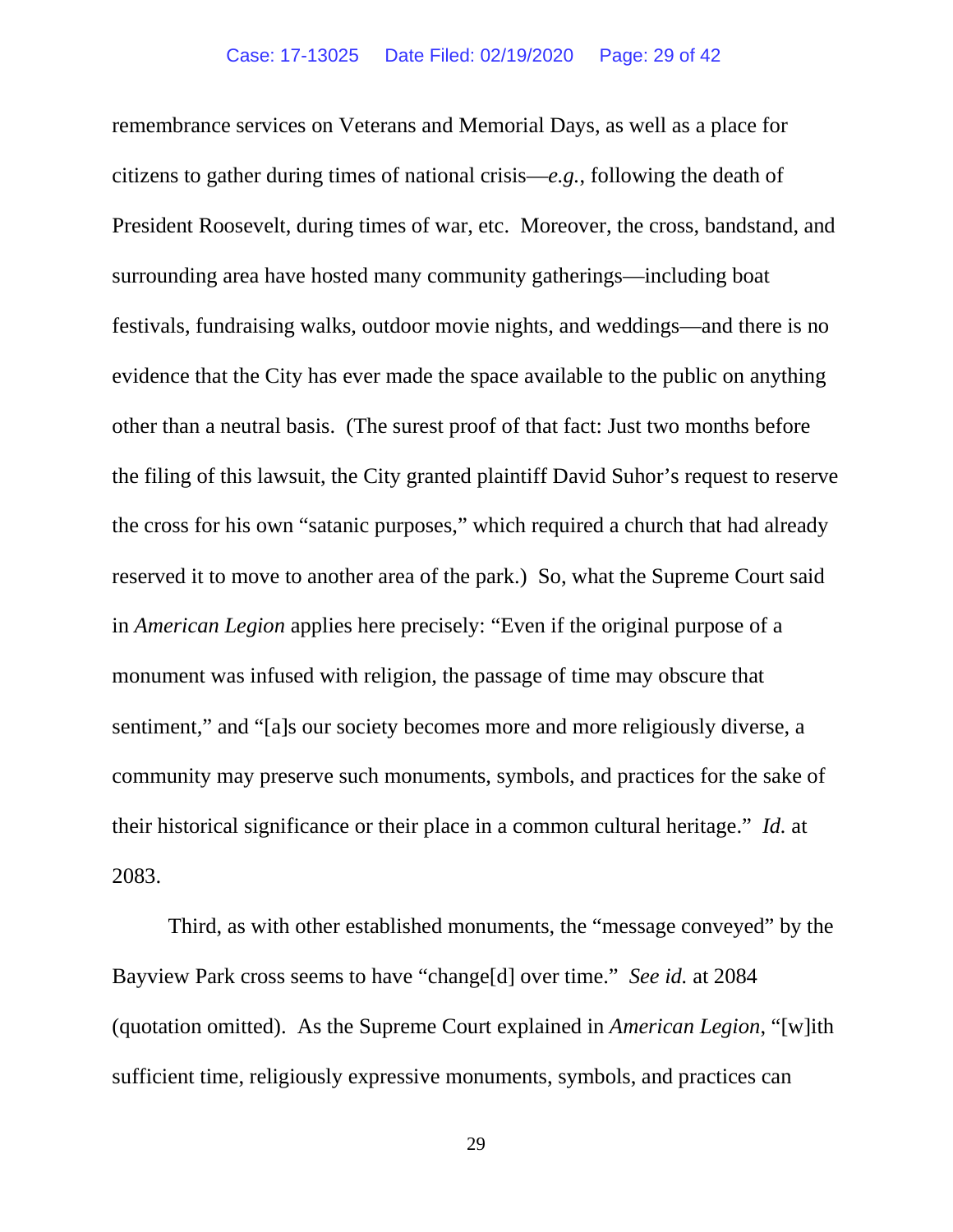remembrance services on Veterans and Memorial Days, as well as a place for citizens to gather during times of national crisis—*e.g.*, following the death of President Roosevelt, during times of war, etc. Moreover, the cross, bandstand, and surrounding area have hosted many community gatherings—including boat festivals, fundraising walks, outdoor movie nights, and weddings—and there is no evidence that the City has ever made the space available to the public on anything other than a neutral basis. (The surest proof of that fact: Just two months before the filing of this lawsuit, the City granted plaintiff David Suhor's request to reserve the cross for his own "satanic purposes," which required a church that had already reserved it to move to another area of the park.) So, what the Supreme Court said in *American Legion* applies here precisely: "Even if the original purpose of a monument was infused with religion, the passage of time may obscure that sentiment," and "[a]s our society becomes more and more religiously diverse, a community may preserve such monuments, symbols, and practices for the sake of their historical significance or their place in a common cultural heritage." *Id.* at 2083.

Third, as with other established monuments, the "message conveyed" by the Bayview Park cross seems to have "change[d] over time." *See id.* at 2084 (quotation omitted). As the Supreme Court explained in *American Legion*, "[w]ith sufficient time, religiously expressive monuments, symbols, and practices can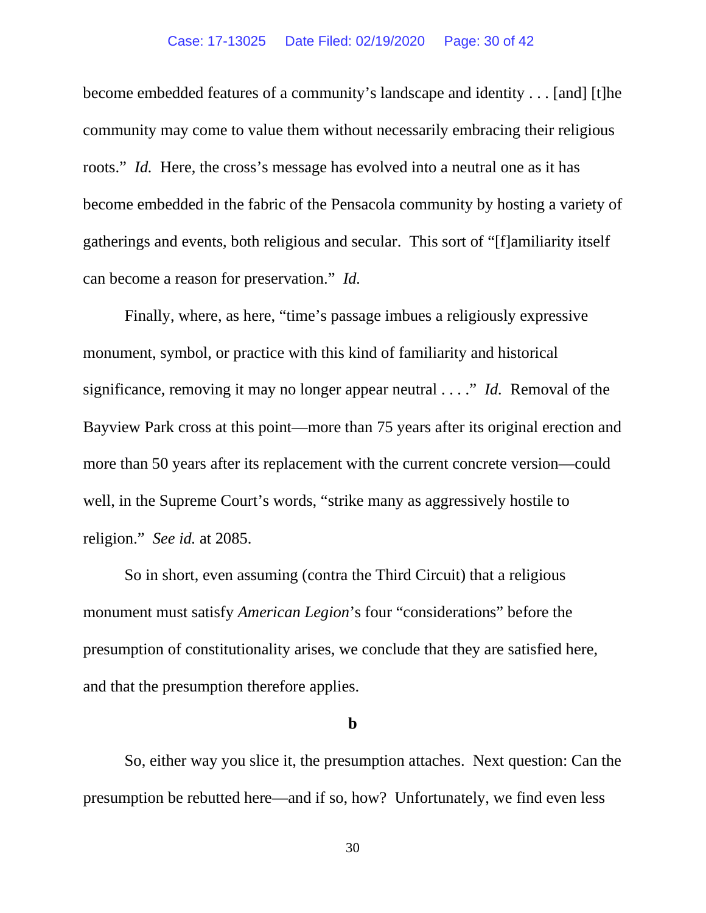become embedded features of a community's landscape and identity . . . [and] [t]he community may come to value them without necessarily embracing their religious roots." *Id.* Here, the cross's message has evolved into a neutral one as it has become embedded in the fabric of the Pensacola community by hosting a variety of gatherings and events, both religious and secular. This sort of "[f]amiliarity itself can become a reason for preservation." *Id.*

Finally, where, as here, "time's passage imbues a religiously expressive monument, symbol, or practice with this kind of familiarity and historical significance, removing it may no longer appear neutral . . . ." *Id.* Removal of the Bayview Park cross at this point—more than 75 years after its original erection and more than 50 years after its replacement with the current concrete version—could well, in the Supreme Court's words, "strike many as aggressively hostile to religion." *See id.* at 2085.

So in short, even assuming (contra the Third Circuit) that a religious monument must satisfy *American Legion*'s four "considerations" before the presumption of constitutionality arises, we conclude that they are satisfied here, and that the presumption therefore applies.

**b**

So, either way you slice it, the presumption attaches. Next question: Can the presumption be rebutted here—and if so, how? Unfortunately, we find even less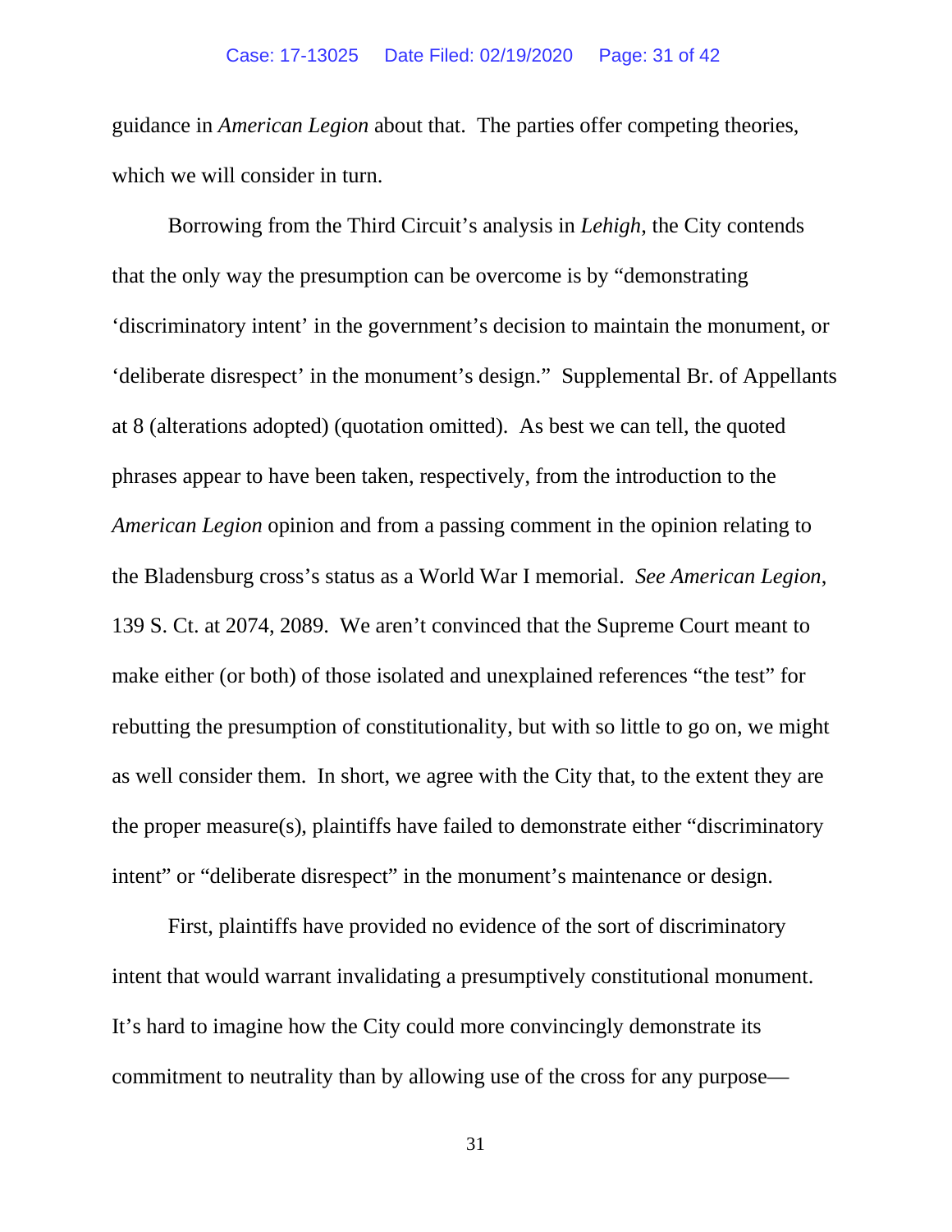guidance in *American Legion* about that. The parties offer competing theories, which we will consider in turn.

Borrowing from the Third Circuit's analysis in *Lehigh*, the City contends that the only way the presumption can be overcome is by "demonstrating 'discriminatory intent' in the government's decision to maintain the monument, or 'deliberate disrespect' in the monument's design." Supplemental Br. of Appellants at 8 (alterations adopted) (quotation omitted). As best we can tell, the quoted phrases appear to have been taken, respectively, from the introduction to the *American Legion* opinion and from a passing comment in the opinion relating to the Bladensburg cross's status as a World War I memorial. *See American Legion*, 139 S. Ct. at 2074, 2089. We aren't convinced that the Supreme Court meant to make either (or both) of those isolated and unexplained references "the test" for rebutting the presumption of constitutionality, but with so little to go on, we might as well consider them. In short, we agree with the City that, to the extent they are the proper measure(s), plaintiffs have failed to demonstrate either "discriminatory intent" or "deliberate disrespect" in the monument's maintenance or design.

First, plaintiffs have provided no evidence of the sort of discriminatory intent that would warrant invalidating a presumptively constitutional monument. It's hard to imagine how the City could more convincingly demonstrate its commitment to neutrality than by allowing use of the cross for any purpose—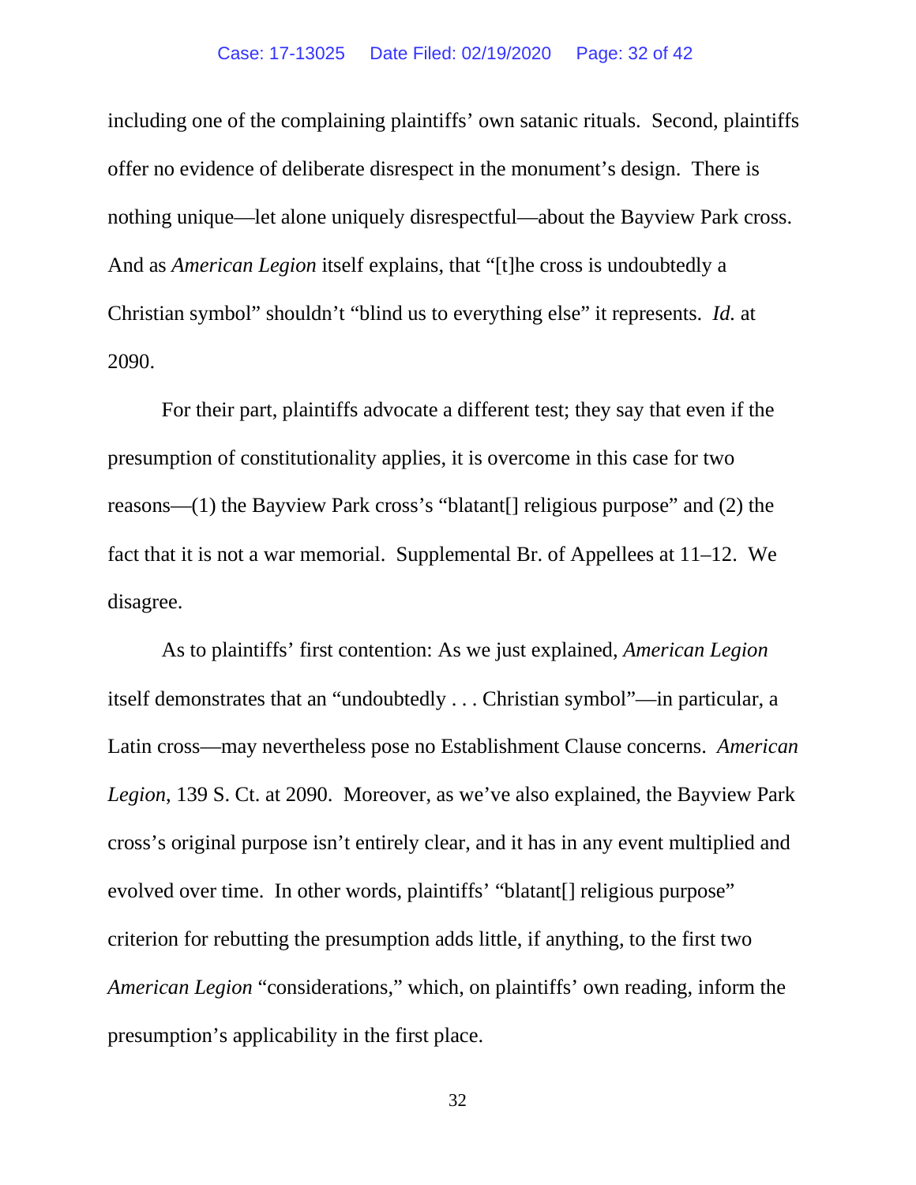including one of the complaining plaintiffs' own satanic rituals. Second, plaintiffs offer no evidence of deliberate disrespect in the monument's design. There is nothing unique—let alone uniquely disrespectful—about the Bayview Park cross. And as *American Legion* itself explains, that "[t]he cross is undoubtedly a Christian symbol" shouldn't "blind us to everything else" it represents. *Id.* at 2090.

For their part, plaintiffs advocate a different test; they say that even if the presumption of constitutionality applies, it is overcome in this case for two reasons—(1) the Bayview Park cross's "blatant[] religious purpose" and (2) the fact that it is not a war memorial. Supplemental Br. of Appellees at 11–12. We disagree.

As to plaintiffs' first contention: As we just explained, *American Legion* itself demonstrates that an "undoubtedly . . . Christian symbol"—in particular, a Latin cross—may nevertheless pose no Establishment Clause concerns. *American Legion*, 139 S. Ct. at 2090. Moreover, as we've also explained, the Bayview Park cross's original purpose isn't entirely clear, and it has in any event multiplied and evolved over time. In other words, plaintiffs' "blatant[] religious purpose" criterion for rebutting the presumption adds little, if anything, to the first two *American Legion* "considerations," which, on plaintiffs' own reading, inform the presumption's applicability in the first place.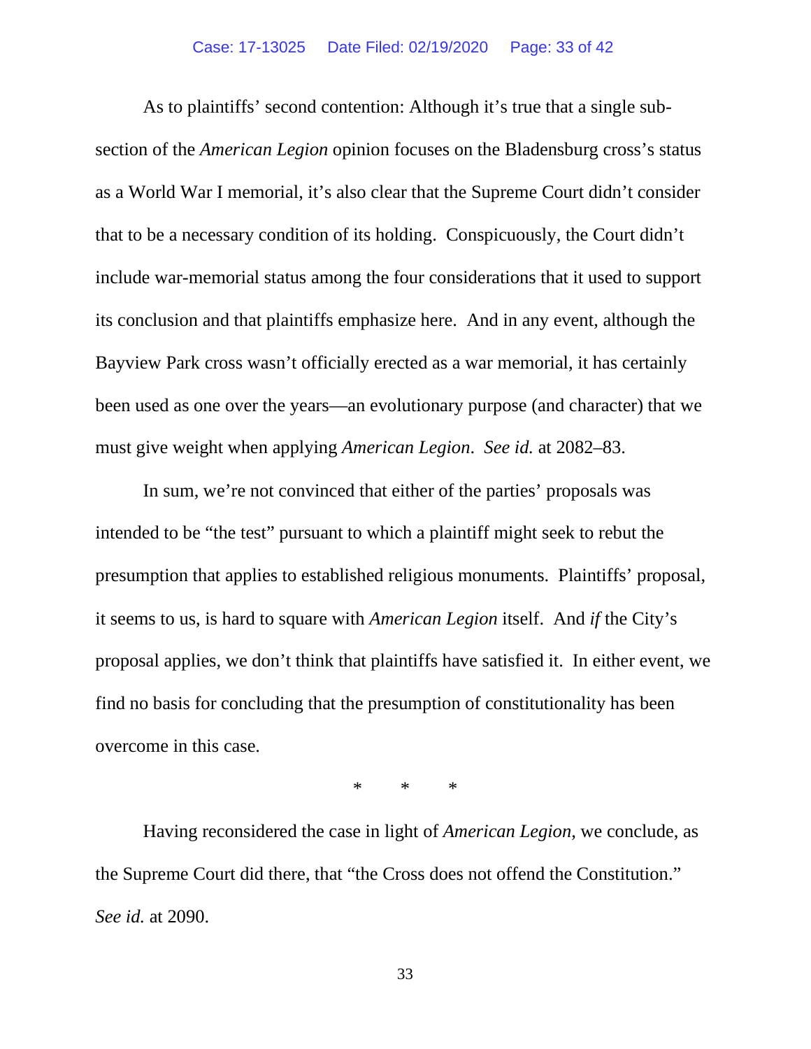As to plaintiffs' second contention: Although it's true that a single sub-section of the *American Legion* opinion focuses on the Bladensburg cross's status as a World War I memorial, it's also clear that the Supreme Court didn't consider that to be a necessary condition of its holding. Conspicuously, the Court didn't include war-memorial status among the four considerations that it used to support its conclusion and that plaintiffs emphasize here. And in any event, although the Bayview Park cross wasn't officially erected as a war memorial, it has certainly been used as one over the years—an evolutionary purpose (and character) that we must give weight when applying *American Legion*. *See id.* at 2082–83.

In sum, we're not convinced that either of the parties' proposals was intended to be "the test" pursuant to which a plaintiff might seek to rebut the presumption that applies to established religious monuments. Plaintiffs' proposal, it seems to us, is hard to square with *American Legion* itself. And *if* the City's proposal applies, we don't think that plaintiffs have satisfied it. In either event, we find no basis for concluding that the presumption of constitutionality has been overcome in this case.

\* \* \*

Having reconsidered the case in light of *American Legion*, we conclude, as the Supreme Court did there, that "the Cross does not offend the Constitution." *See id.* at 2090.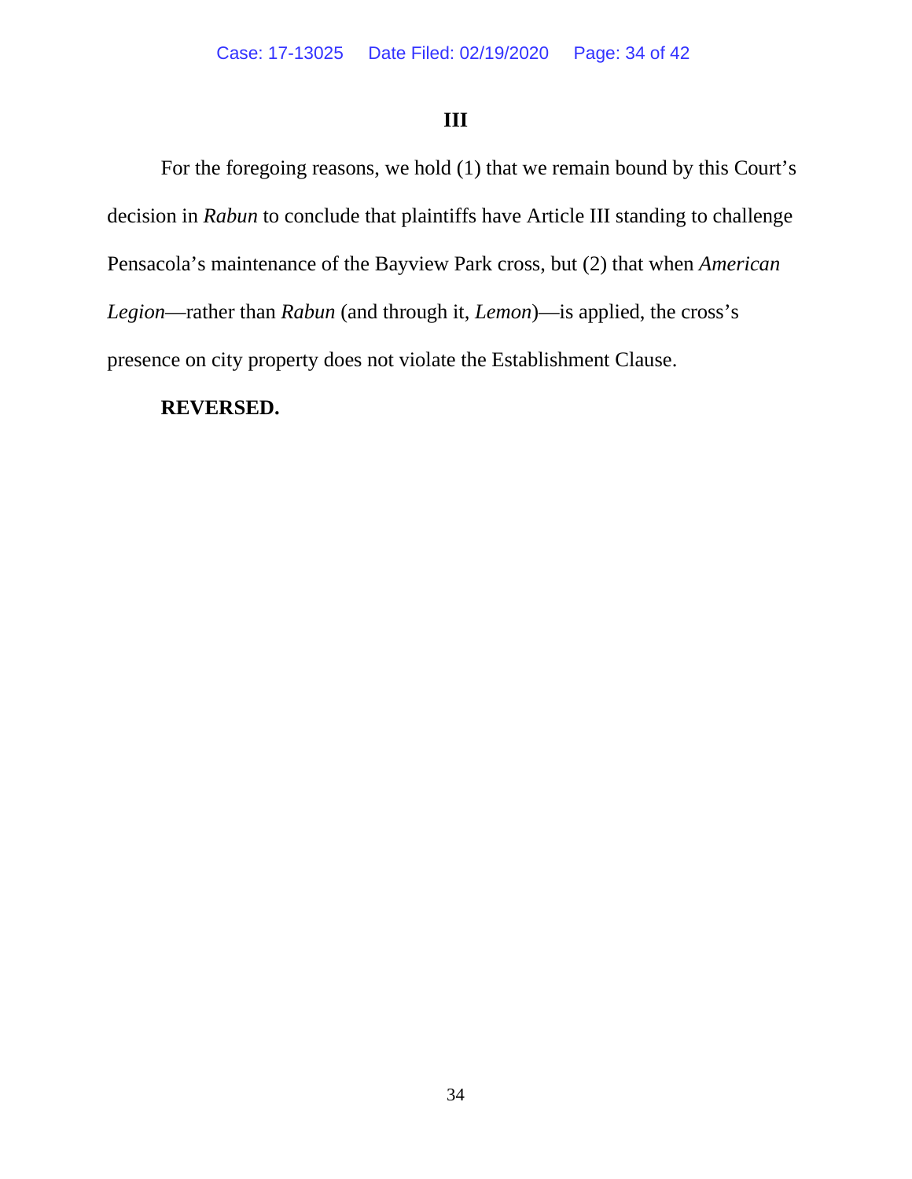## III

For the foregoing reasons, we hold (1) that we remain bound by this Court's decision in *Rabun* to conclude that plaintiffs have Article III standing to challenge Pensacola's maintenance of the Bayview Park cross, but (2) that when *American Legion*—rather than *Rabun* (and through it, *Lemon*)—is applied, the cross's presence on city property does not violate the Establishment Clause.

**REVERSED.**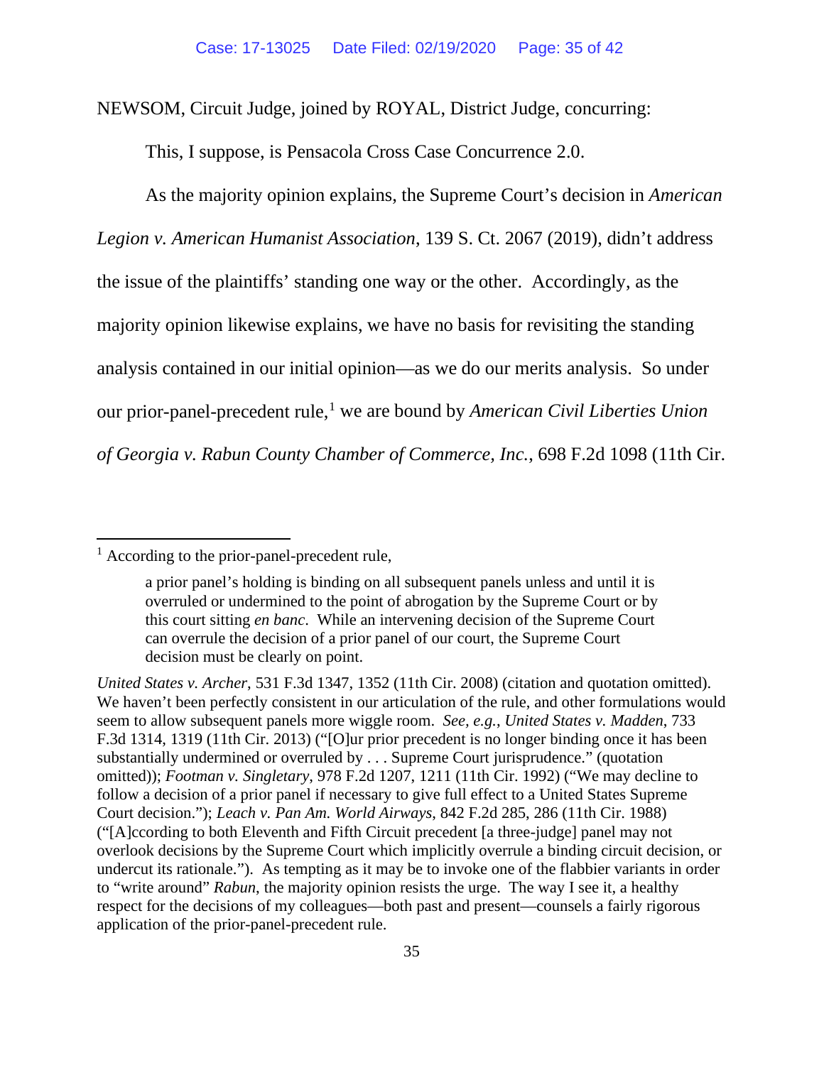NEWSOM, Circuit Judge, joined by ROYAL, District Judge, concurring:

This, I suppose, is Pensacola Cross Case Concurrence 2.0.

As the majority opinion explains, the Supreme Court's decision in *American Legion v. American Humanist Association*, 139 S. Ct. 2067 (2019), didn't address the issue of the plaintiffs' standing one way or the other. Accordingly, as the majority opinion likewise explains, we have no basis for revisiting the standing analysis contained in our initial opinion—as we do our merits analysis. So under our prior-panel-precedent rule,[1] we are bound by *American Civil Liberties Union of Georgia v. Rabun County Chamber of Commerce, Inc.*, 698 F.2d 1098 (11th Cir.

---

[1] According to the prior-panel-precedent rule,

> a prior panel's holding is binding on all subsequent panels unless and until it is overruled or undermined to the point of abrogation by the Supreme Court or by this court sitting *en banc*. While an intervening decision of the Supreme Court can overrule the decision of a prior panel of our court, the Supreme Court decision must be clearly on point.

*United States v. Archer*, 531 F.3d 1347, 1352 (11th Cir. 2008) (citation and quotation omitted). We haven't been perfectly consistent in our articulation of the rule, and other formulations would seem to allow subsequent panels more wiggle room. *See, e.g.*, *United States v. Madden*, 733 F.3d 1314, 1319 (11th Cir. 2013) ("[O]ur prior precedent is no longer binding once it has been substantially undermined or overruled by . . . Supreme Court jurisprudence." (quotation omitted)); *Footman v. Singletary*, 978 F.2d 1207, 1211 (11th Cir. 1992) ("We may decline to follow a decision of a prior panel if necessary to give full effect to a United States Supreme Court decision."); *Leach v. Pan Am. World Airways*, 842 F.2d 285, 286 (11th Cir. 1988) ("[A]ccording to both Eleventh and Fifth Circuit precedent [a three-judge] panel may not overlook decisions by the Supreme Court which implicitly overrule a binding circuit decision, or undercut its rationale."). As tempting as it may be to invoke one of the flabbier variants in order to "write around" *Rabun*, the majority opinion resists the urge. The way I see it, a healthy respect for the decisions of my colleagues—both past and present—counsels a fairly rigorous application of the prior-panel-precedent rule.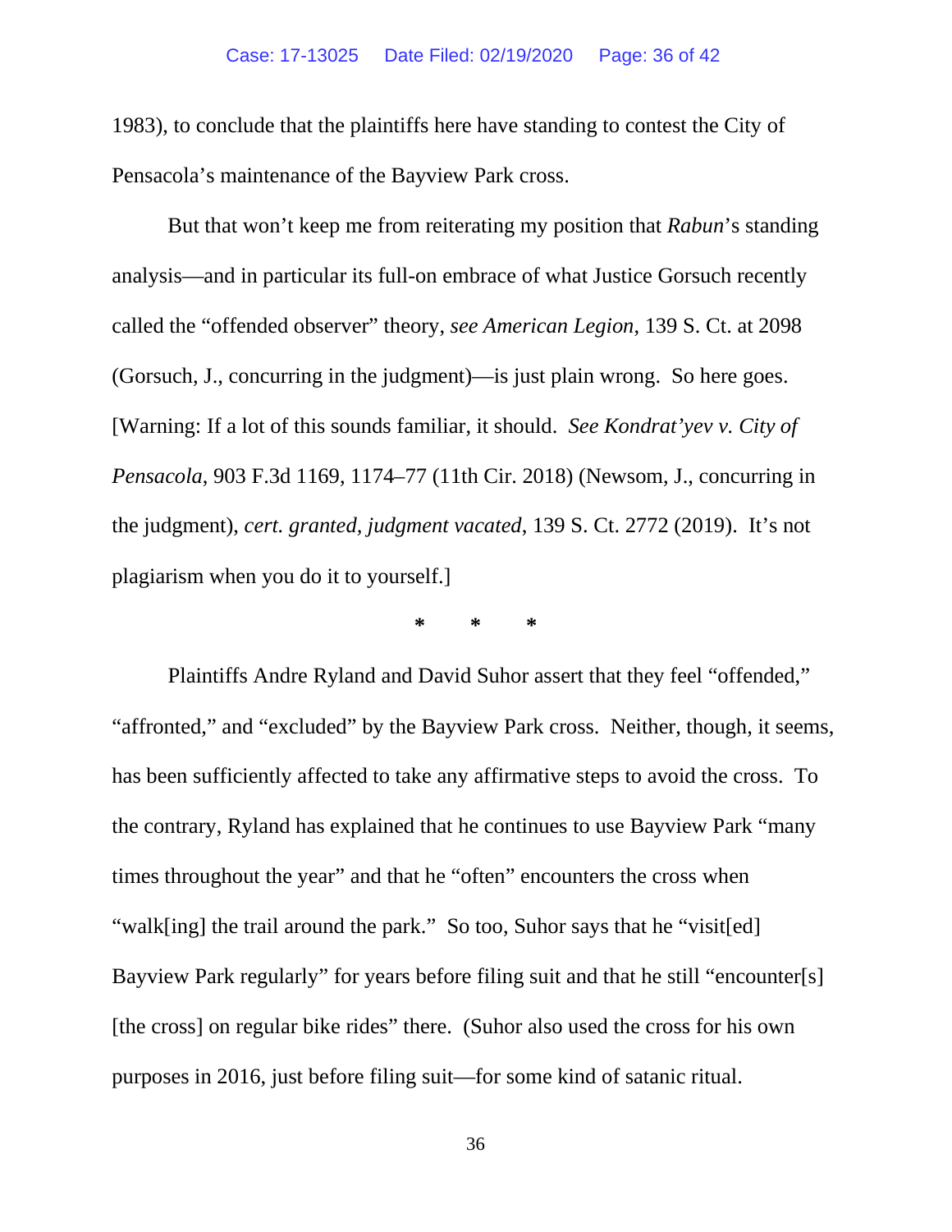1983), to conclude that the plaintiffs here have standing to contest the City of Pensacola's maintenance of the Bayview Park cross.

But that won't keep me from reiterating my position that *Rabun*'s standing analysis—and in particular its full-on embrace of what Justice Gorsuch recently called the "offended observer" theory, *see American Legion*, 139 S. Ct. at 2098 (Gorsuch, J., concurring in the judgment)—is just plain wrong. So here goes. [Warning: If a lot of this sounds familiar, it should. *See Kondrat'yev v. City of Pensacola*, 903 F.3d 1169, 1174–77 (11th Cir. 2018) (Newsom, J., concurring in the judgment), *cert. granted, judgment vacated*, 139 S. Ct. 2772 (2019). It's not plagiarism when you do it to yourself.]

\* \* \*

Plaintiffs Andre Ryland and David Suhor assert that they feel "offended," "affronted," and "excluded" by the Bayview Park cross. Neither, though, it seems, has been sufficiently affected to take any affirmative steps to avoid the cross. To the contrary, Ryland has explained that he continues to use Bayview Park "many times throughout the year" and that he "often" encounters the cross when "walk[ing] the trail around the park." So too, Suhor says that he "visit[ed] Bayview Park regularly" for years before filing suit and that he still "encounter[s] [the cross] on regular bike rides" there. (Suhor also used the cross for his own purposes in 2016, just before filing suit—for some kind of satanic ritual.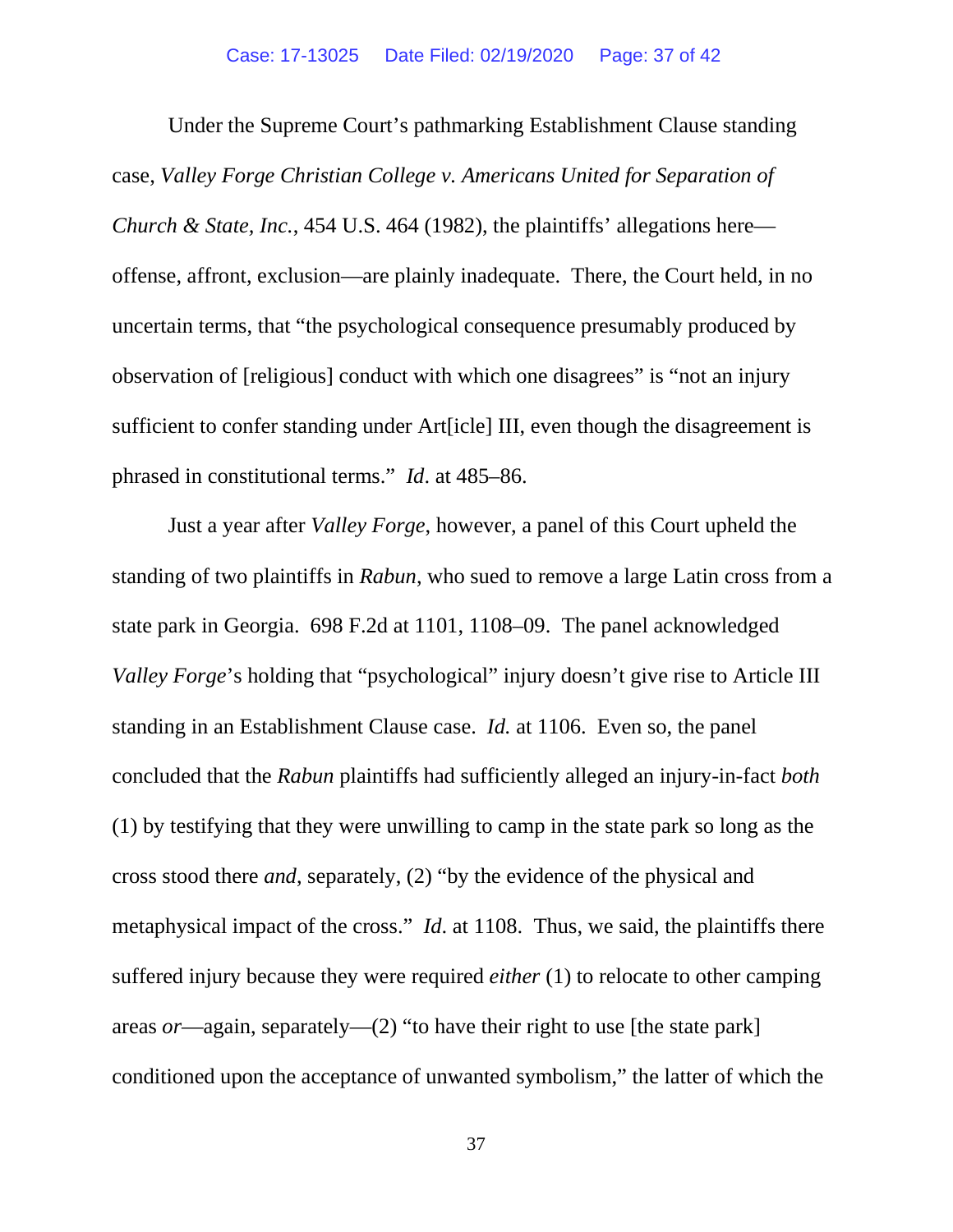Under the Supreme Court's pathmarking Establishment Clause standing case, *Valley Forge Christian College v. Americans United for Separation of Church & State, Inc.*, 454 U.S. 464 (1982), the plaintiffs' allegations here—offense, affront, exclusion—are plainly inadequate. There, the Court held, in no uncertain terms, that "the psychological consequence presumably produced by observation of [religious] conduct with which one disagrees" is "not an injury sufficient to confer standing under Art[icle] III, even though the disagreement is phrased in constitutional terms." *Id*. at 485–86.

Just a year after *Valley Forge*, however, a panel of this Court upheld the standing of two plaintiffs in *Rabun*, who sued to remove a large Latin cross from a state park in Georgia. 698 F.2d at 1101, 1108–09. The panel acknowledged *Valley Forge*'s holding that "psychological" injury doesn't give rise to Article III standing in an Establishment Clause case. *Id.* at 1106. Even so, the panel concluded that the *Rabun* plaintiffs had sufficiently alleged an injury-in-fact *both* (1) by testifying that they were unwilling to camp in the state park so long as the cross stood there *and*, separately, (2) "by the evidence of the physical and metaphysical impact of the cross." *Id*. at 1108. Thus, we said, the plaintiffs there suffered injury because they were required *either* (1) to relocate to other camping areas *or*—again, separately—(2) "to have their right to use [the state park] conditioned upon the acceptance of unwanted symbolism," the latter of which the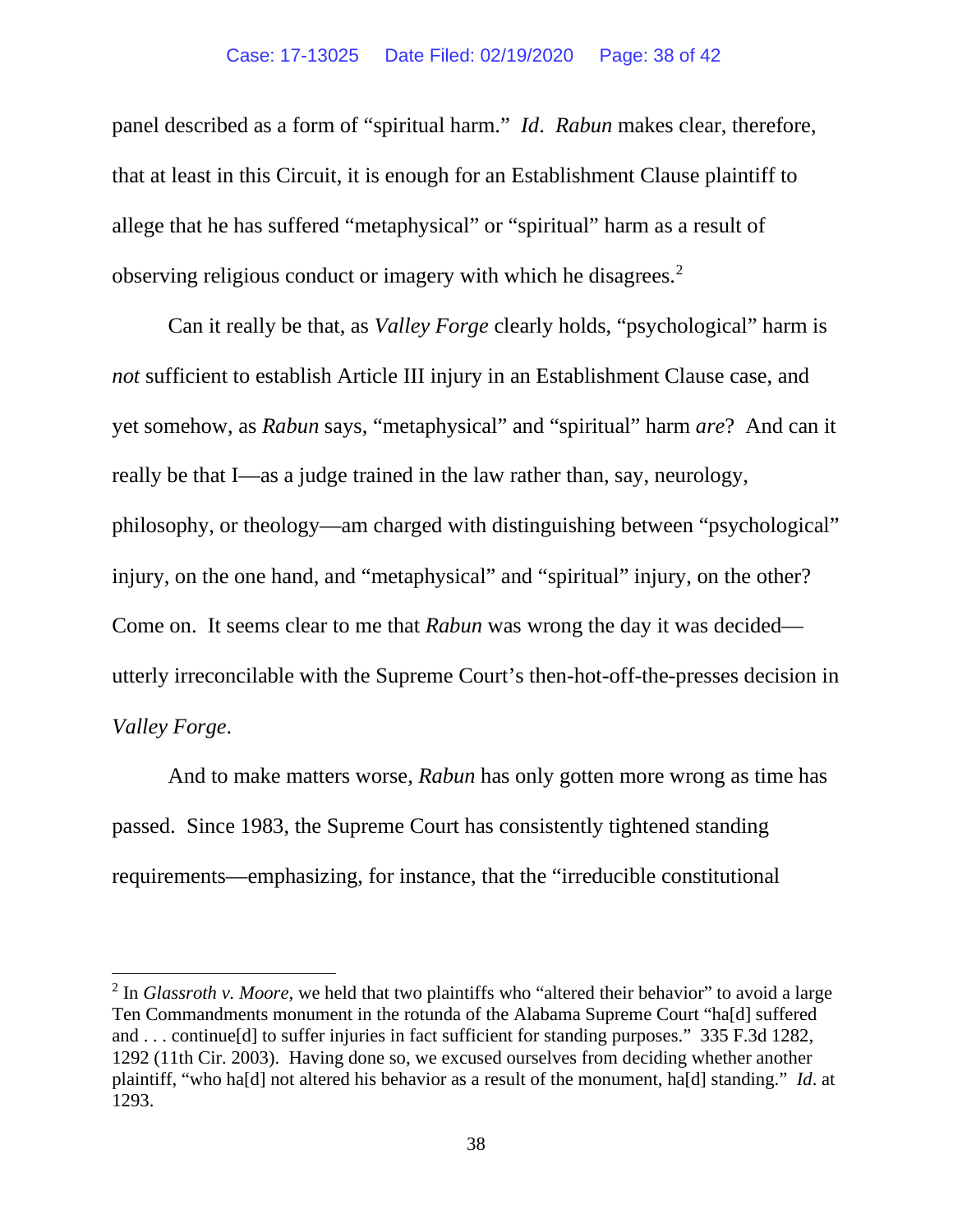panel described as a form of "spiritual harm." *Id*. *Rabun* makes clear, therefore, that at least in this Circuit, it is enough for an Establishment Clause plaintiff to allege that he has suffered "metaphysical" or "spiritual" harm as a result of observing religious conduct or imagery with which he disagrees.[2]

Can it really be that, as *Valley Forge* clearly holds, "psychological" harm is *not* sufficient to establish Article III injury in an Establishment Clause case, and yet somehow, as *Rabun* says, "metaphysical" and "spiritual" harm *are*? And can it really be that I—as a judge trained in the law rather than, say, neurology, philosophy, or theology—am charged with distinguishing between "psychological" injury, on the one hand, and "metaphysical" and "spiritual" injury, on the other? Come on. It seems clear to me that *Rabun* was wrong the day it was decided—utterly irreconcilable with the Supreme Court's then-hot-off-the-presses decision in *Valley Forge*.

And to make matters worse, *Rabun* has only gotten more wrong as time has passed. Since 1983, the Supreme Court has consistently tightened standing requirements—emphasizing, for instance, that the "irreducible constitutional

---

[2] In *Glassroth v. Moore*, we held that two plaintiffs who "altered their behavior" to avoid a large Ten Commandments monument in the rotunda of the Alabama Supreme Court "ha[d] suffered and . . . continue[d] to suffer injuries in fact sufficient for standing purposes." 335 F.3d 1282, 1292 (11th Cir. 2003). Having done so, we excused ourselves from deciding whether another plaintiff, "who ha[d] not altered his behavior as a result of the monument, ha[d] standing." *Id*. at 1293.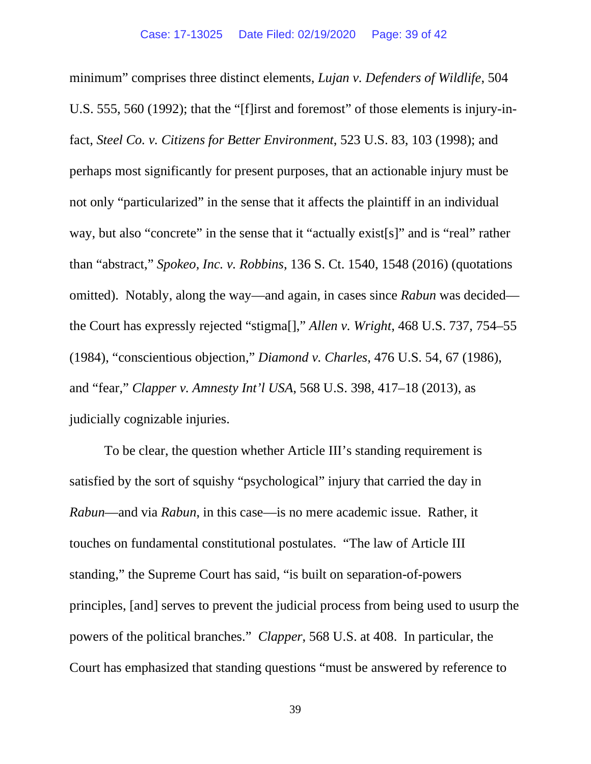minimum" comprises three distinct elements, *Lujan v. Defenders of Wildlife*, 504 U.S. 555, 560 (1992); that the "[f]irst and foremost" of those elements is injury-in-fact, *Steel Co. v. Citizens for Better Environment*, 523 U.S. 83, 103 (1998); and perhaps most significantly for present purposes, that an actionable injury must be not only "particularized" in the sense that it affects the plaintiff in an individual way, but also "concrete" in the sense that it "actually exist[s]" and is "real" rather than "abstract," *Spokeo, Inc. v. Robbins*, 136 S. Ct. 1540, 1548 (2016) (quotations omitted). Notably, along the way—and again, in cases since *Rabun* was decided—the Court has expressly rejected "stigma[]," *Allen v. Wright*, 468 U.S. 737, 754–55 (1984), "conscientious objection," *Diamond v. Charles*, 476 U.S. 54, 67 (1986), and "fear," *Clapper v. Amnesty Int'l USA*, 568 U.S. 398, 417–18 (2013), as judicially cognizable injuries.

To be clear, the question whether Article III's standing requirement is satisfied by the sort of squishy "psychological" injury that carried the day in *Rabun*—and via *Rabun*, in this case—is no mere academic issue. Rather, it touches on fundamental constitutional postulates. "The law of Article III standing," the Supreme Court has said, "is built on separation-of-powers principles, [and] serves to prevent the judicial process from being used to usurp the powers of the political branches." *Clapper*, 568 U.S. at 408. In particular, the Court has emphasized that standing questions "must be answered by reference to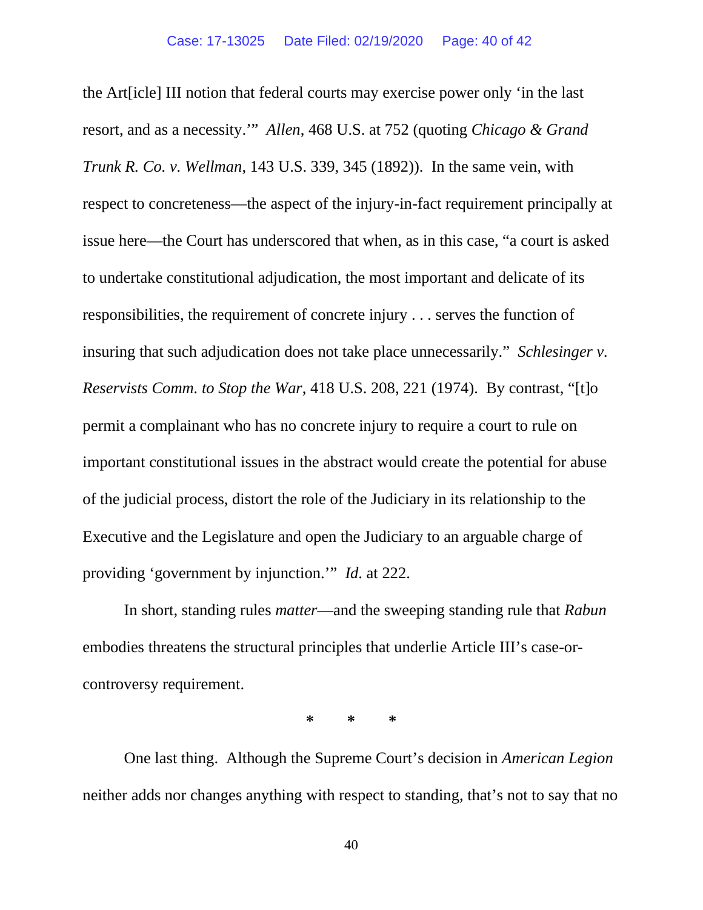the Art[icle] III notion that federal courts may exercise power only 'in the last resort, and as a necessity.'" *Allen*, 468 U.S. at 752 (quoting *Chicago & Grand Trunk R. Co. v. Wellman*, 143 U.S. 339, 345 (1892)). In the same vein, with respect to concreteness—the aspect of the injury-in-fact requirement principally at issue here—the Court has underscored that when, as in this case, "a court is asked to undertake constitutional adjudication, the most important and delicate of its responsibilities, the requirement of concrete injury . . . serves the function of insuring that such adjudication does not take place unnecessarily." *Schlesinger v. Reservists Comm. to Stop the War*, 418 U.S. 208, 221 (1974). By contrast, "[t]o permit a complainant who has no concrete injury to require a court to rule on important constitutional issues in the abstract would create the potential for abuse of the judicial process, distort the role of the Judiciary in its relationship to the Executive and the Legislature and open the Judiciary to an arguable charge of providing 'government by injunction.'" *Id.* at 222.

In short, standing rules *matter*—and the sweeping standing rule that *Rabun* embodies threatens the structural principles that underlie Article III's case-or-controversy requirement.

\* \* \*

One last thing. Although the Supreme Court's decision in *American Legion* neither adds nor changes anything with respect to standing, that's not to say that no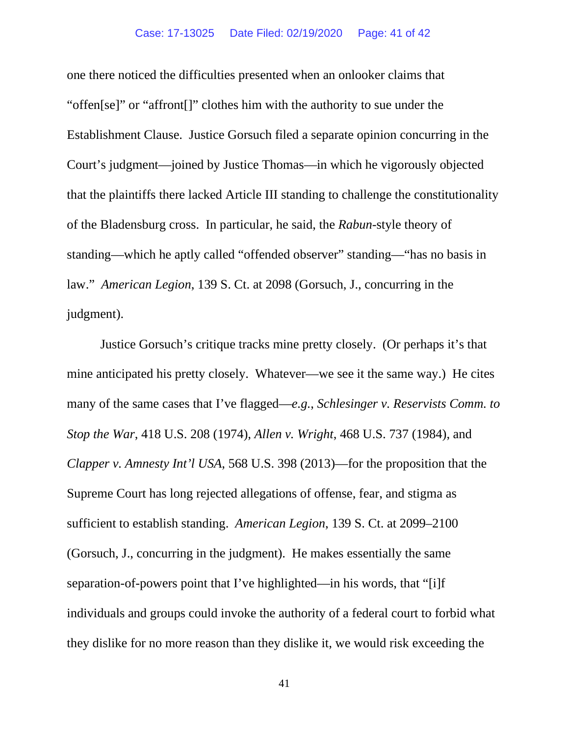one there noticed the difficulties presented when an onlooker claims that "offen[se]" or "affront[]" clothes him with the authority to sue under the Establishment Clause. Justice Gorsuch filed a separate opinion concurring in the Court's judgment—joined by Justice Thomas—in which he vigorously objected that the plaintiffs there lacked Article III standing to challenge the constitutionality of the Bladensburg cross. In particular, he said, the *Rabun*-style theory of standing—which he aptly called "offended observer" standing—"has no basis in law." *American Legion*, 139 S. Ct. at 2098 (Gorsuch, J., concurring in the judgment).

Justice Gorsuch's critique tracks mine pretty closely. (Or perhaps it's that mine anticipated his pretty closely. Whatever—we see it the same way.) He cites many of the same cases that I've flagged—*e.g.*, *Schlesinger v. Reservists Comm. to Stop the War*, 418 U.S. 208 (1974), *Allen v. Wright*, 468 U.S. 737 (1984), and *Clapper v. Amnesty Int'l USA*, 568 U.S. 398 (2013)—for the proposition that the Supreme Court has long rejected allegations of offense, fear, and stigma as sufficient to establish standing. *American Legion*, 139 S. Ct. at 2099–2100 (Gorsuch, J., concurring in the judgment). He makes essentially the same separation-of-powers point that I've highlighted—in his words, that "[i]f individuals and groups could invoke the authority of a federal court to forbid what they dislike for no more reason than they dislike it, we would risk exceeding the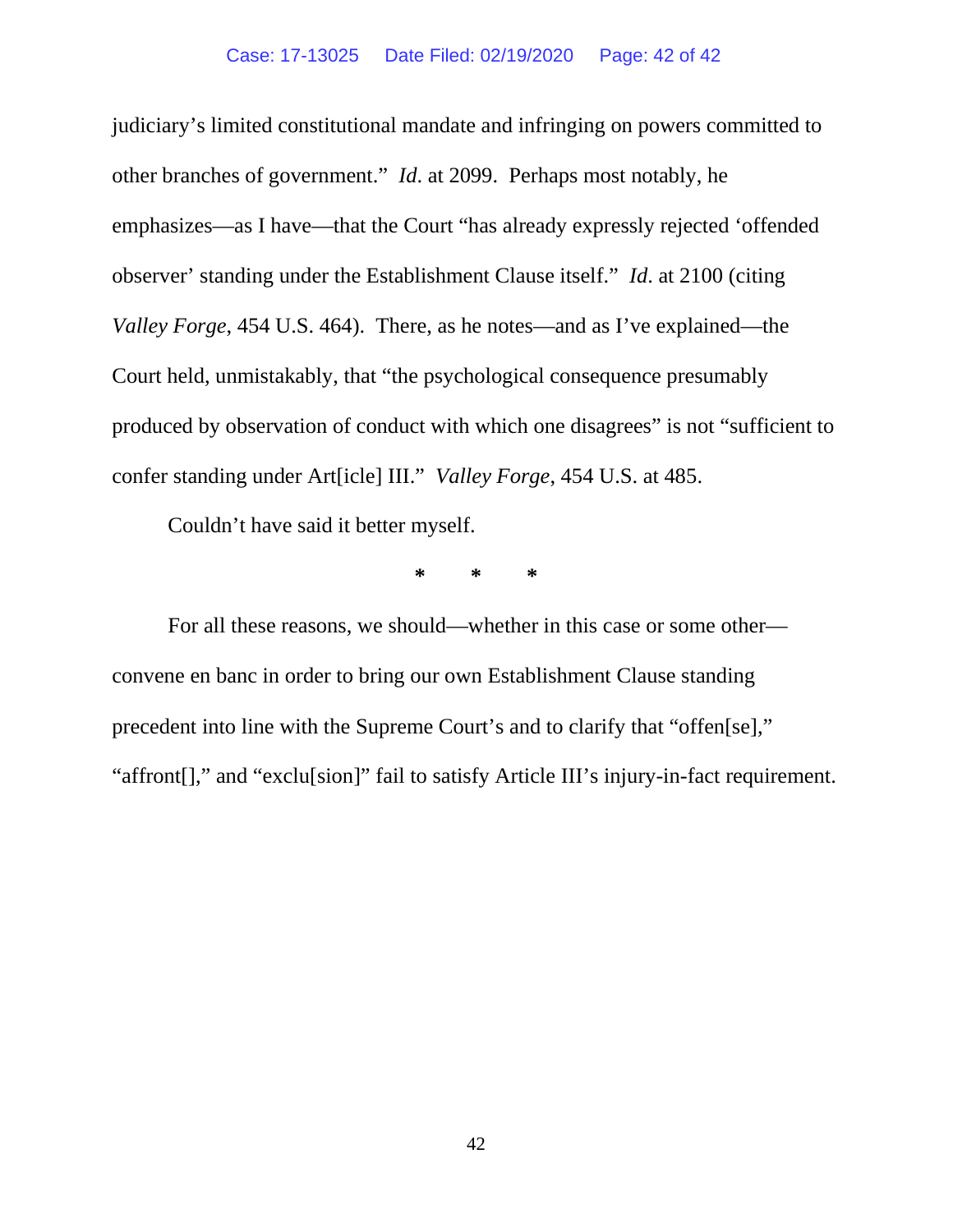judiciary's limited constitutional mandate and infringing on powers committed to other branches of government." *Id.* at 2099. Perhaps most notably, he emphasizes—as I have—that the Court "has already expressly rejected 'offended observer' standing under the Establishment Clause itself." *Id.* at 2100 (citing *Valley Forge*, 454 U.S. 464). There, as he notes—and as I've explained—the Court held, unmistakably, that "the psychological consequence presumably produced by observation of conduct with which one disagrees" is not "sufficient to confer standing under Art[icle] III." *Valley Forge*, 454 U.S. at 485.

Couldn't have said it better myself.

\*     \*     \*

For all these reasons, we should—whether in this case or some other—convene en banc in order to bring our own Establishment Clause standing precedent into line with the Supreme Court's and to clarify that "offen[se]," "affront[]," and "exclu[sion]" fail to satisfy Article III's injury-in-fact requirement.